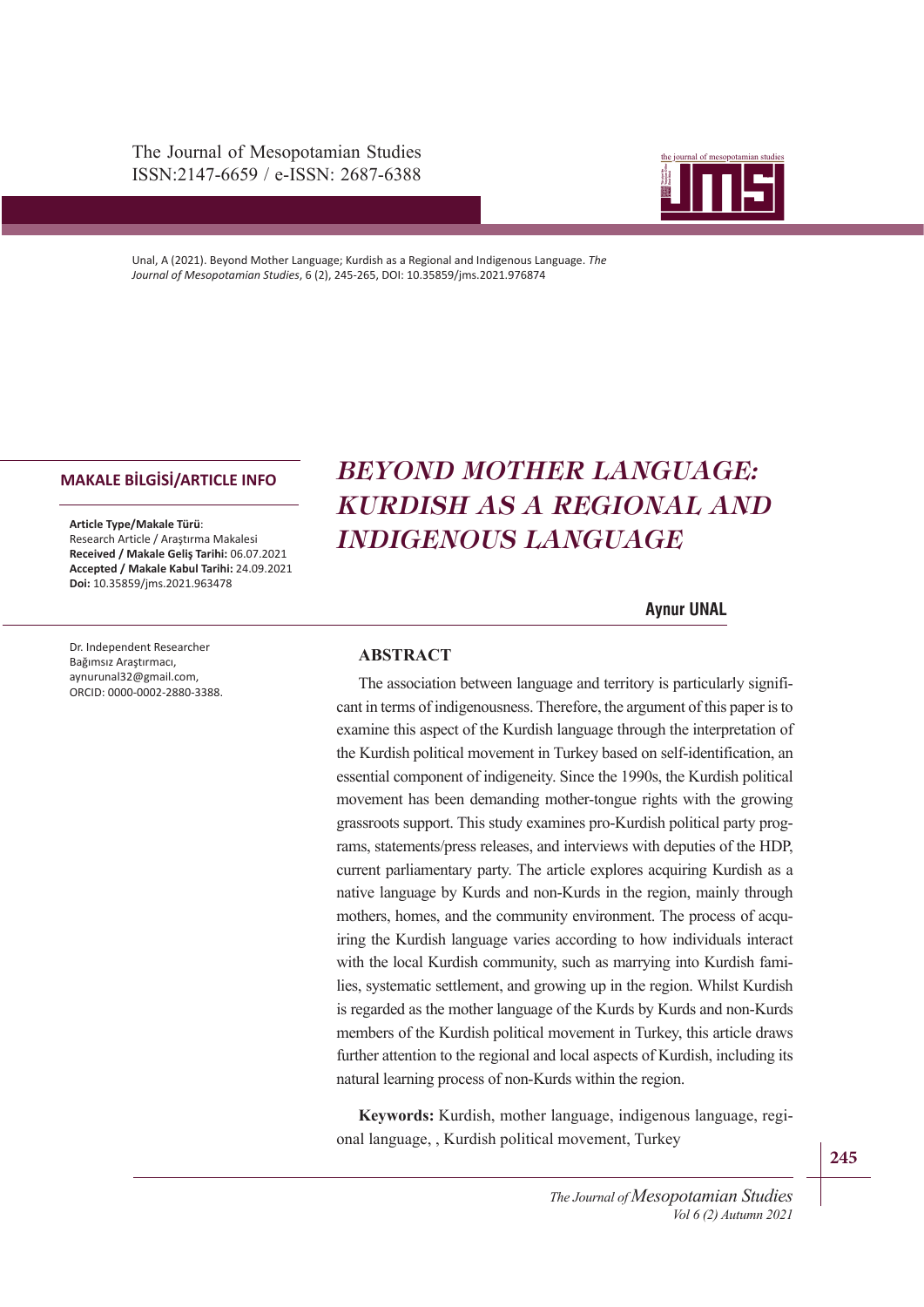Unal, A (2021). Beyond Mother Language; Kurdish as a Regional and Indigenous Language. *The Journal of Mesopotamian Studies*, 6 (2), 245-265, DOI: 10.35859/jms.2021.976874

**MAKALE BİLGİSİ/ARTICLE INFO**

**Article Type/Makale Türü**:
Research Article / Araştırma Makalesi
**Received / Makale Geliş Tarihi:** 06.07.2021
**Accepted / Makale Kabul Tarihi:** 24.09.2021
**Doi:** 10.35859/jms.2021.963478

# *BEYOND MOTHER LANGUAGE: KURDISH AS A REGIONAL AND INDIGENOUS LANGUAGE*

**Aynur UNAL**

Dr. Independent Researcher
Bağımsız Araştırmacı,
aynurunal32@gmail.com,
ORCID: 0000-0002-2880-3388.

## ABSTRACT

The association between language and territory is particularly significant in terms of indigenousness. Therefore, the argument of this paper is to examine this aspect of the Kurdish language through the interpretation of the Kurdish political movement in Turkey based on self-identification, an essential component of indigeneity. Since the 1990s, the Kurdish political movement has been demanding mother-tongue rights with the growing grassroots support. This study examines pro-Kurdish political party programs, statements/press releases, and interviews with deputies of the HDP, current parliamentary party. The article explores acquiring Kurdish as a native language by Kurds and non-Kurds in the region, mainly through mothers, homes, and the community environment. The process of acquiring the Kurdish language varies according to how individuals interact with the local Kurdish community, such as marrying into Kurdish families, systematic settlement, and growing up in the region. Whilst Kurdish is regarded as the mother language of the Kurds by Kurds and non-Kurds members of the Kurdish political movement in Turkey, this article draws further attention to the regional and local aspects of Kurdish, including its natural learning process of non-Kurds within the region.

**Keywords:** Kurdish, mother language, indigenous language, regional language, , Kurdish political movement, Turkey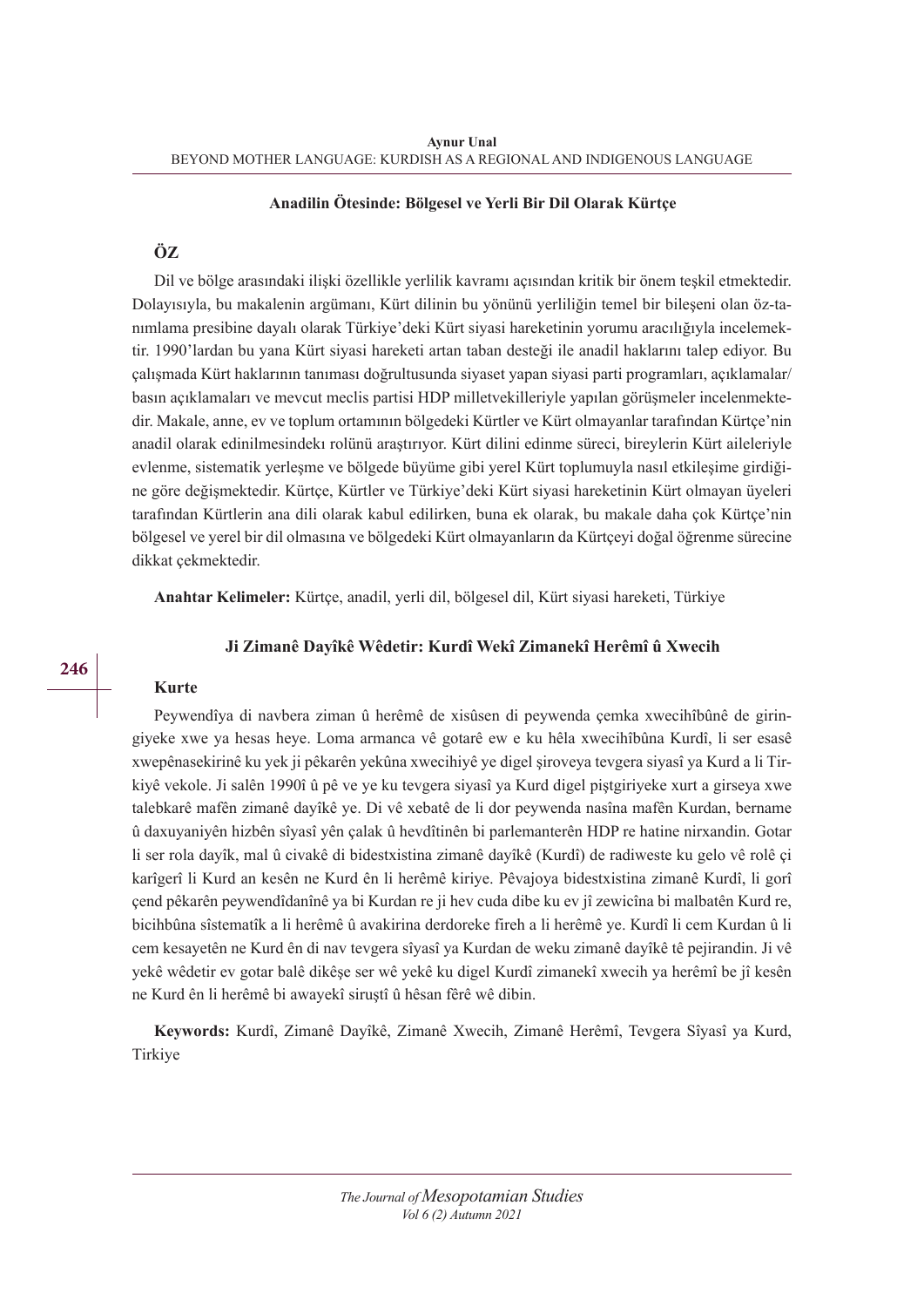### Anadilin Ötesinde: Bölgesel ve Yerli Bir Dil Olarak Kürtçe

## ÖZ

Dil ve bölge arasındaki ilişki özellikle yerlilik kavramı açısından kritik bir önem teşkil etmektedir. Dolayısıyla, bu makalenin argümanı, Kürt dilinin bu yönünü yerliliğin temel bir bileşeni olan öz-tanımlama presibine dayalı olarak Türkiye'deki Kürt siyasi hareketinin yorumu aracılığıyla incelemektir. 1990'lardan bu yana Kürt siyasi hareketi artan taban desteği ile anadil haklarını talep ediyor. Bu çalışmada Kürt haklarının tanıması doğrultusunda siyaset yapan siyasi parti programları, açıklamalar/basın açıklamaları ve mevcut meclis partisi HDP milletvekilleriyle yapılan görüşmeler incelenmektedir. Makale, anne, ev ve toplum ortamının bölgedeki Kürtler ve Kürt olmayanlar tarafından Kürtçe'nin anadil olarak edinilmesindekı rolünü araştırıyor. Kürt dilini edinme süreci, bireylerin Kürt aileleriyle evlenme, sistematik yerleşme ve bölgede büyüme gibi yerel Kürt toplumuyla nasıl etkileşime girdiğine göre değişmektedir. Kürtçe, Kürtler ve Türkiye'deki Kürt siyasi hareketinin Kürt olmayan üyeleri tarafından Kürtlerin ana dili olarak kabul edilirken, buna ek olarak, bu makale daha çok Kürtçe'nin bölgesel ve yerel bir dil olmasına ve bölgedeki Kürt olmayanların da Kürtçeyi doğal öğrenme sürecine dikkat çekmektedir.

**Anahtar Kelimeler:** Kürtçe, anadil, yerli dil, bölgesel dil, Kürt siyasi hareketi, Türkiye

### Ji Zimanê Dayîkê Wêdetir: Kurdî Wekî Zimanekî Herêmî û Xwecih

## Kurte

Peywendîya di navbera ziman û herêmê de xisûsen di peywenda çemka xwecihîbûnê de giringiyeke xwe ya hesas heye. Loma armanca vê gotarê ew e ku hêla xwecihîbûna Kurdî, li ser esasê xwepênasekirinê ku yek ji pêkarên yekûna xwecihiyê ye digel şiroveya tevgera siyasî ya Kurd a li Tirkiyê vekole. Ji salên 1990î û pê ve ye ku tevgera siyasî ya Kurd digel piştgiriyeke xurt a girseya xwe talebkarê mafên zimanê dayîkê ye. Di vê xebatê de li dor peywenda nasîna mafên Kurdan, bername û daxuyaniyên hizbên sîyasî yên çalak û hevdîtinên bi parlementerên HDP re hatine nirxandin. Gotar li ser rola dayîk, mal û civakê di bidestxistina zimanê dayîkê (Kurdî) de radiweste ku gelo vê rolê çi karîgerî li Kurd an kesên ne Kurd ên li herêmê kiriye. Pêvajoya bidestxistina zimanê Kurdî, li gorî çend pêkarên peywendîdanînê ya bi Kurdan re ji hev cuda dibe ku ev jî zewicîna bi malbatên Kurd re, bicihbûna sîstematîk a li herêmê û avakirina derdoreke fireh a li herêmê ye. Kurdî li cem Kurdan û li cem kesayetên ne Kurd ên di nav tevgera sîyasî ya Kurdan de weku zimanê dayîkê tê pejirandin. Ji vê yekê wêdetir ev gotar balê dikêşe ser wê yekê ku digel Kurdî zimanekî xwecih ya herêmî be jî kesên ne Kurd ên li herêmê bi awayekî siruştî û hêsan fêrê wê dibin.

**Keywords:** Kurdî, Zimanê Dayîkê, Zimanê Xwecih, Zimanê Herêmî, Tevgera Sîyasî ya Kurd, Tirkiye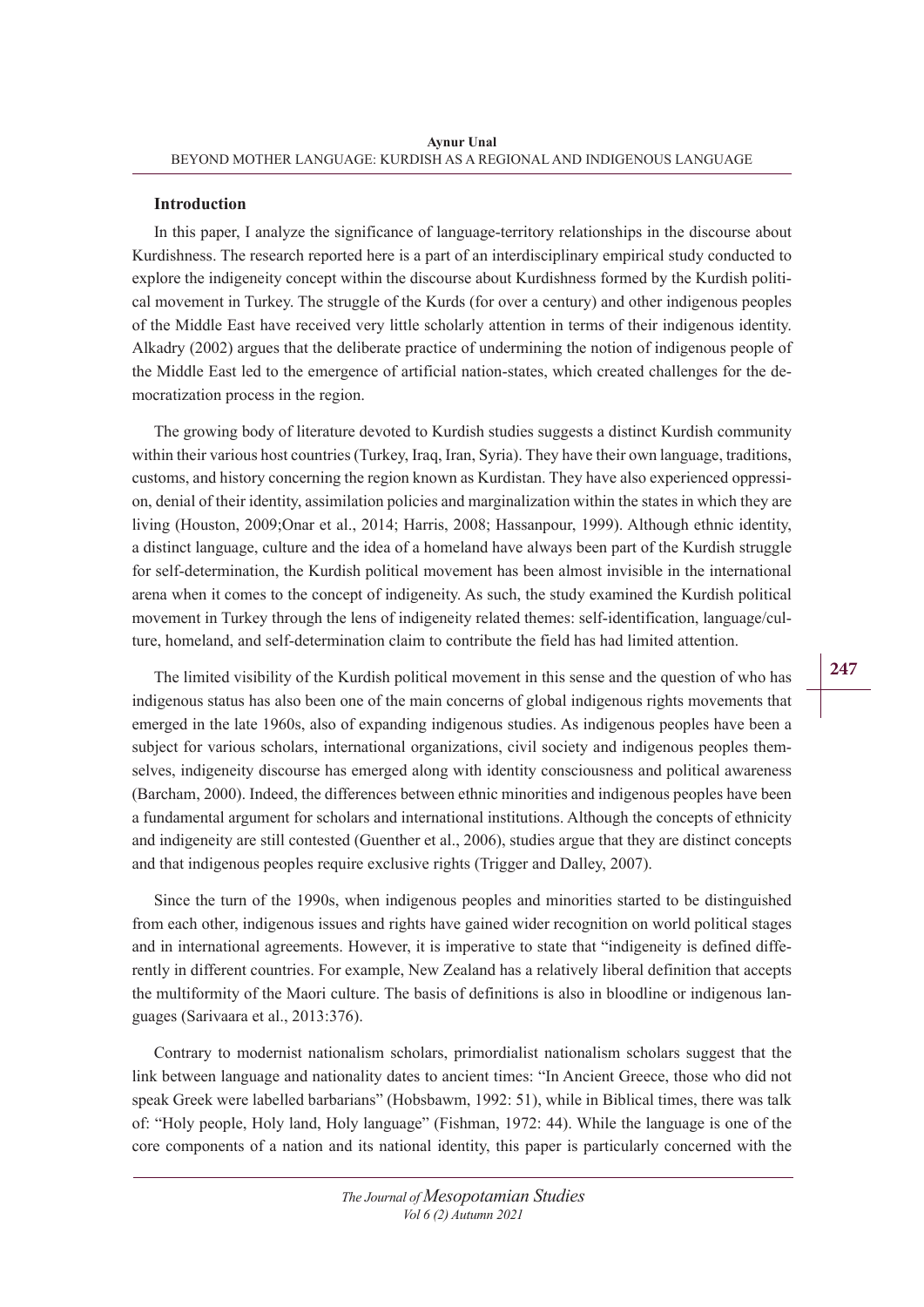## Introduction

In this paper, I analyze the significance of language-territory relationships in the discourse about Kurdishness. The research reported here is a part of an interdisciplinary empirical study conducted to explore the indigeneity concept within the discourse about Kurdishness formed by the Kurdish political movement in Turkey. The struggle of the Kurds (for over a century) and other indigenous peoples of the Middle East have received very little scholarly attention in terms of their indigenous identity. Alkadry (2002) argues that the deliberate practice of undermining the notion of indigenous people of the Middle East led to the emergence of artificial nation-states, which created challenges for the democratization process in the region.

The growing body of literature devoted to Kurdish studies suggests a distinct Kurdish community within their various host countries (Turkey, Iraq, Iran, Syria). They have their own language, traditions, customs, and history concerning the region known as Kurdistan. They have also experienced oppression, denial of their identity, assimilation policies and marginalization within the states in which they are living (Houston, 2009;Onar et al., 2014; Harris, 2008; Hassanpour, 1999). Although ethnic identity, a distinct language, culture and the idea of a homeland have always been part of the Kurdish struggle for self-determination, the Kurdish political movement has been almost invisible in the international arena when it comes to the concept of indigeneity. As such, the study examined the Kurdish political movement in Turkey through the lens of indigeneity related themes: self-identification, language/culture, homeland, and self-determination claim to contribute the field has had limited attention.

The limited visibility of the Kurdish political movement in this sense and the question of who has indigenous status has also been one of the main concerns of global indigenous rights movements that emerged in the late 1960s, also of expanding indigenous studies. As indigenous peoples have been a subject for various scholars, international organizations, civil society and indigenous peoples themselves, indigeneity discourse has emerged along with identity consciousness and political awareness (Barcham, 2000). Indeed, the differences between ethnic minorities and indigenous peoples have been a fundamental argument for scholars and international institutions. Although the concepts of ethnicity and indigeneity are still contested (Guenther et al., 2006), studies argue that they are distinct concepts and that indigenous peoples require exclusive rights (Trigger and Dalley, 2007).

Since the turn of the 1990s, when indigenous peoples and minorities started to be distinguished from each other, indigenous issues and rights have gained wider recognition on world political stages and in international agreements. However, it is imperative to state that "indigeneity is defined differently in different countries. For example, New Zealand has a relatively liberal definition that accepts the multiformity of the Maori culture. The basis of definitions is also in bloodline or indigenous languages (Sarivaara et al., 2013:376).

Contrary to modernist nationalism scholars, primordialist nationalism scholars suggest that the link between language and nationality dates to ancient times: "In Ancient Greece, those who did not speak Greek were labelled barbarians" (Hobsbawm, 1992: 51), while in Biblical times, there was talk of: "Holy people, Holy land, Holy language" (Fishman, 1972: 44). While the language is one of the core components of a nation and its national identity, this paper is particularly concerned with the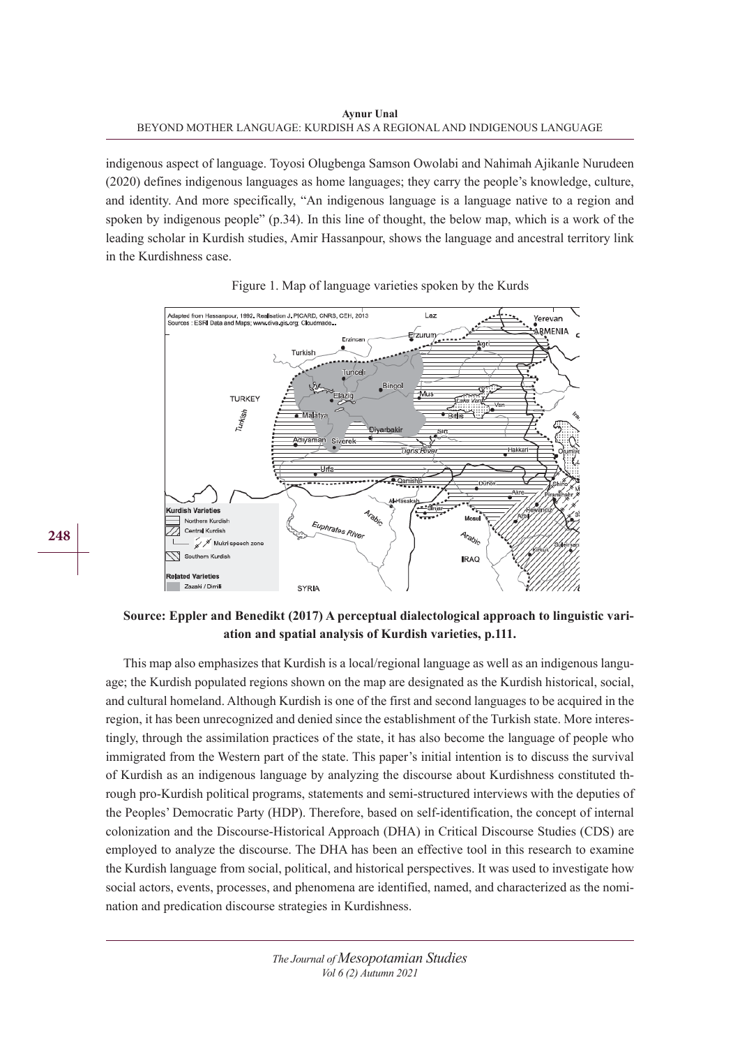indigenous aspect of language. Toyosi Olugbenga Samson Owolabi and Nahimah Ajikanle Nurudeen (2020) defines indigenous languages as home languages; they carry the people's knowledge, culture, and identity. And more specifically, "An indigenous language is a language native to a region and spoken by indigenous people" (p.34). In this line of thought, the below map, which is a work of the leading scholar in Kurdish studies, Amir Hassanpour, shows the language and ancestral territory link in the Kurdishness case.

Figure 1. Map of language varieties spoken by the Kurds

**Source: Eppler and Benedikt (2017) A perceptual dialectological approach to linguistic variation and spatial analysis of Kurdish varieties, p.111.**

This map also emphasizes that Kurdish is a local/regional language as well as an indigenous language; the Kurdish populated regions shown on the map are designated as the Kurdish historical, social, and cultural homeland. Although Kurdish is one of the first and second languages to be acquired in the region, it has been unrecognized and denied since the establishment of the Turkish state. More interestingly, through the assimilation practices of the state, it has also become the language of people who immigrated from the Western part of the state. This paper's initial intention is to discuss the survival of Kurdish as an indigenous language by analyzing the discourse about Kurdishness constituted through pro-Kurdish political programs, statements and semi-structured interviews with the deputies of the Peoples' Democratic Party (HDP). Therefore, based on self-identification, the concept of internal colonization and the Discourse-Historical Approach (DHA) in Critical Discourse Studies (CDS) are employed to analyze the discourse. The DHA has been an effective tool in this research to examine the Kurdish language from social, political, and historical perspectives. It was used to investigate how social actors, events, processes, and phenomena are identified, named, and characterized as the nomination and predication discourse strategies in Kurdishness.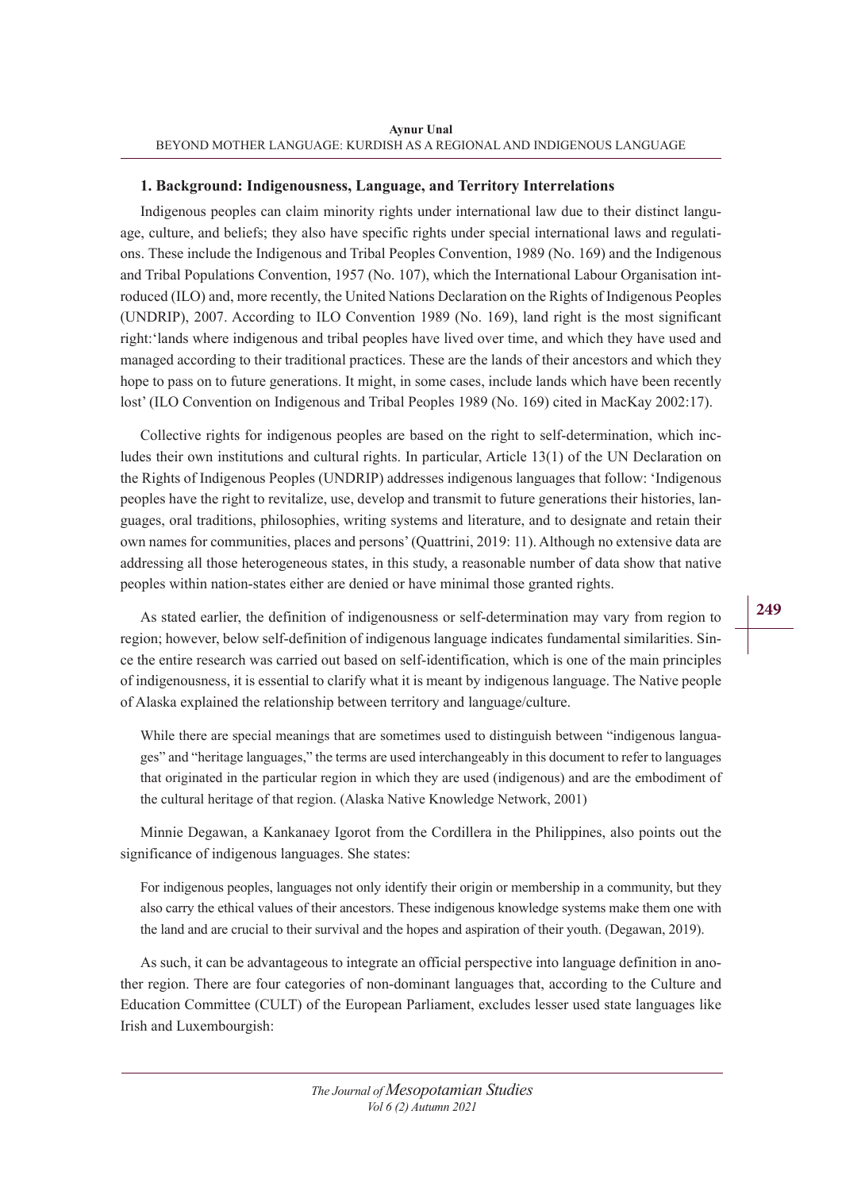## 1. Background: Indigenousness, Language, and Territory Interrelations

Indigenous peoples can claim minority rights under international law due to their distinct language, culture, and beliefs; they also have specific rights under special international laws and regulations. These include the Indigenous and Tribal Peoples Convention, 1989 (No. 169) and the Indigenous and Tribal Populations Convention, 1957 (No. 107), which the International Labour Organisation introduced (ILO) and, more recently, the United Nations Declaration on the Rights of Indigenous Peoples (UNDRIP), 2007. According to ILO Convention 1989 (No. 169), land right is the most significant right:'lands where indigenous and tribal peoples have lived over time, and which they have used and managed according to their traditional practices. These are the lands of their ancestors and which they hope to pass on to future generations. It might, in some cases, include lands which have been recently lost' (ILO Convention on Indigenous and Tribal Peoples 1989 (No. 169) cited in MacKay 2002:17).

Collective rights for indigenous peoples are based on the right to self-determination, which includes their own institutions and cultural rights. In particular, Article 13(1) of the UN Declaration on the Rights of Indigenous Peoples (UNDRIP) addresses indigenous languages that follow: 'Indigenous peoples have the right to revitalize, use, develop and transmit to future generations their histories, languages, oral traditions, philosophies, writing systems and literature, and to designate and retain their own names for communities, places and persons' (Quattrini, 2019: 11). Although no extensive data are addressing all those heterogeneous states, in this study, a reasonable number of data show that native peoples within nation-states either are denied or have minimal those granted rights.

As stated earlier, the definition of indigenousness or self-determination may vary from region to region; however, below self-definition of indigenous language indicates fundamental similarities. Since the entire research was carried out based on self-identification, which is one of the main principles of indigenousness, it is essential to clarify what it is meant by indigenous language. The Native people of Alaska explained the relationship between territory and language/culture.

> While there are special meanings that are sometimes used to distinguish between "indigenous languages" and "heritage languages," the terms are used interchangeably in this document to refer to languages that originated in the particular region in which they are used (indigenous) and are the embodiment of the cultural heritage of that region. (Alaska Native Knowledge Network, 2001)

Minnie Degawan, a Kankanaey Igorot from the Cordillera in the Philippines, also points out the significance of indigenous languages. She states:

> For indigenous peoples, languages not only identify their origin or membership in a community, but they also carry the ethical values of their ancestors. These indigenous knowledge systems make them one with the land and are crucial to their survival and the hopes and aspiration of their youth. (Degawan, 2019).

As such, it can be advantageous to integrate an official perspective into language definition in another region. There are four categories of non-dominant languages that, according to the Culture and Education Committee (CULT) of the European Parliament, excludes lesser used state languages like Irish and Luxembourgish: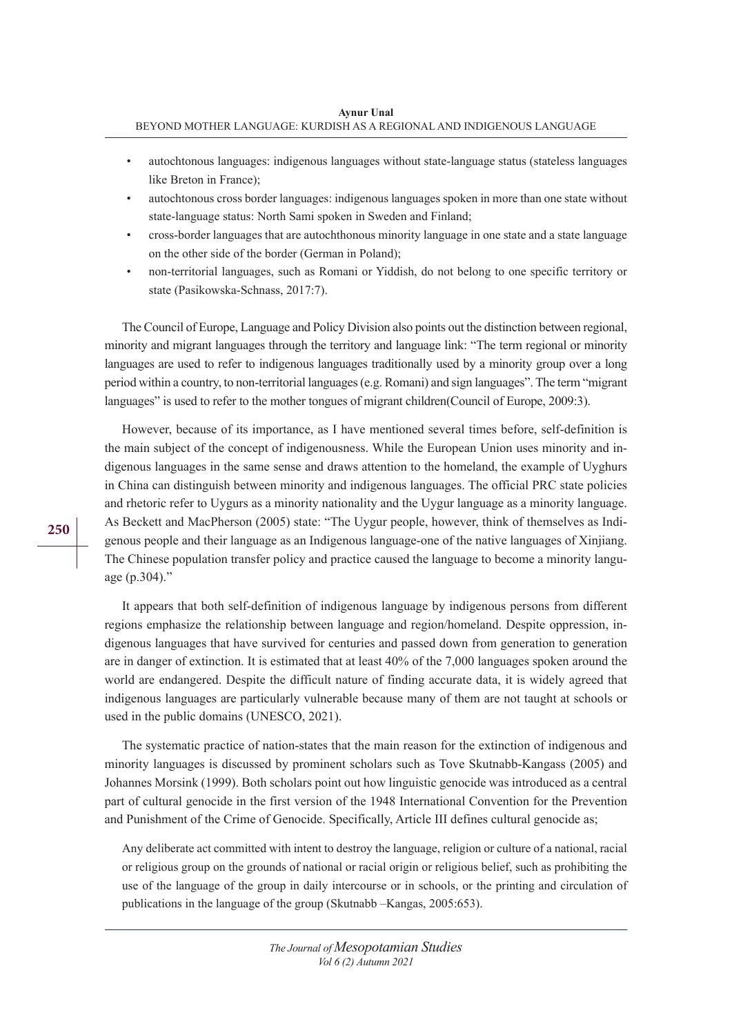- autochtonous languages: indigenous languages without state-language status (stateless languages like Breton in France);
- autochtonous cross border languages: indigenous languages spoken in more than one state without state-language status: North Sami spoken in Sweden and Finland;
- cross-border languages that are autochthonous minority language in one state and a state language on the other side of the border (German in Poland);
- non-territorial languages, such as Romani or Yiddish, do not belong to one specific territory or state (Pasikowska-Schnass, 2017:7).

The Council of Europe, Language and Policy Division also points out the distinction between regional, minority and migrant languages through the territory and language link: "The term regional or minority languages are used to refer to indigenous languages traditionally used by a minority group over a long period within a country, to non-territorial languages (e.g. Romani) and sign languages". The term "migrant languages" is used to refer to the mother tongues of migrant children(Council of Europe, 2009:3).

However, because of its importance, as I have mentioned several times before, self-definition is the main subject of the concept of indigenousness. While the European Union uses minority and indigenous languages in the same sense and draws attention to the homeland, the example of Uyghurs in China can distinguish between minority and indigenous languages. The official PRC state policies and rhetoric refer to Uygurs as a minority nationality and the Uygur language as a minority language. As Beckett and MacPherson (2005) state: "The Uygur people, however, think of themselves as Indigenous people and their language as an Indigenous language-one of the native languages of Xinjiang. The Chinese population transfer policy and practice caused the language to become a minority language (p.304)."

It appears that both self-definition of indigenous language by indigenous persons from different regions emphasize the relationship between language and region/homeland. Despite oppression, indigenous languages that have survived for centuries and passed down from generation to generation are in danger of extinction. It is estimated that at least 40% of the 7,000 languages spoken around the world are endangered. Despite the difficult nature of finding accurate data, it is widely agreed that indigenous languages are particularly vulnerable because many of them are not taught at schools or used in the public domains (UNESCO, 2021).

The systematic practice of nation-states that the main reason for the extinction of indigenous and minority languages is discussed by prominent scholars such as Tove Skutnabb-Kangass (2005) and Johannes Morsink (1999). Both scholars point out how linguistic genocide was introduced as a central part of cultural genocide in the first version of the 1948 International Convention for the Prevention and Punishment of the Crime of Genocide. Specifically, Article III defines cultural genocide as;

> Any deliberate act committed with intent to destroy the language, religion or culture of a national, racial or religious group on the grounds of national or racial origin or religious belief, such as prohibiting the use of the language of the group in daily intercourse or in schools, or the printing and circulation of publications in the language of the group (Skutnabb –Kangas, 2005:653).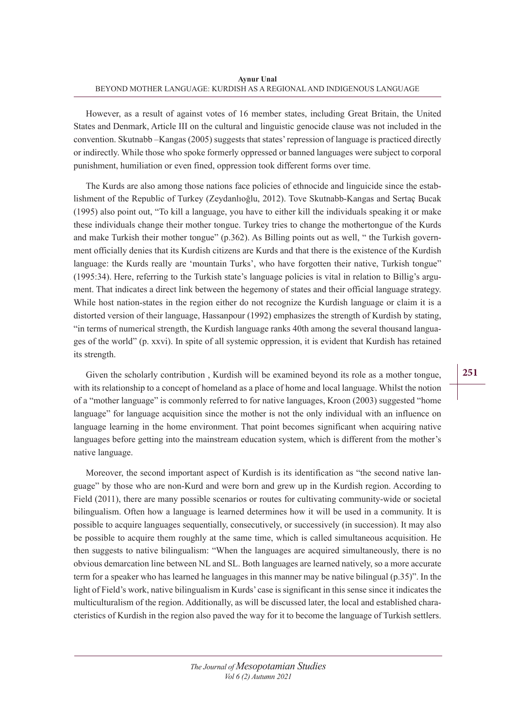However, as a result of against votes of 16 member states, including Great Britain, the United States and Denmark, Article III on the cultural and linguistic genocide clause was not included in the convention. Skutnabb –Kangas (2005) suggests that states' repression of language is practiced directly or indirectly. While those who spoke formerly oppressed or banned languages were subject to corporal punishment, humiliation or even fined, oppression took different forms over time.

The Kurds are also among those nations face policies of ethnocide and linguicide since the establishment of the Republic of Turkey (Zeydanlıoğlu, 2012). Tove Skutnabb-Kangas and Sertaç Bucak (1995) also point out, "To kill a language, you have to either kill the individuals speaking it or make these individuals change their mother tongue. Turkey tries to change the mothertongue of the Kurds and make Turkish their mother tongue" (p.362). As Billing points out as well, " the Turkish government officially denies that its Kurdish citizens are Kurds and that there is the existence of the Kurdish language: the Kurds really are 'mountain Turks', who have forgotten their native, Turkish tongue" (1995:34). Here, referring to the Turkish state's language policies is vital in relation to Billig's argument. That indicates a direct link between the hegemony of states and their official language strategy. While host nation-states in the region either do not recognize the Kurdish language or claim it is a distorted version of their language, Hassanpour (1992) emphasizes the strength of Kurdish by stating, "in terms of numerical strength, the Kurdish language ranks 40th among the several thousand languages of the world" (p. xxvi). In spite of all systemic oppression, it is evident that Kurdish has retained its strength.

Given the scholarly contribution , Kurdish will be examined beyond its role as a mother tongue, with its relationship to a concept of homeland as a place of home and local language. Whilst the notion of a "mother language" is commonly referred to for native languages, Kroon (2003) suggested "home language" for language acquisition since the mother is not the only individual with an influence on language learning in the home environment. That point becomes significant when acquiring native languages before getting into the mainstream education system, which is different from the mother's native language.

Moreover, the second important aspect of Kurdish is its identification as "the second native language" by those who are non-Kurd and were born and grew up in the Kurdish region. According to Field (2011), there are many possible scenarios or routes for cultivating community-wide or societal bilingualism. Often how a language is learned determines how it will be used in a community. It is possible to acquire languages sequentially, consecutively, or successively (in succession). It may also be possible to acquire them roughly at the same time, which is called simultaneous acquisition. He then suggests to native bilingualism: "When the languages are acquired simultaneously, there is no obvious demarcation line between NL and SL. Both languages are learned natively, so a more accurate term for a speaker who has learned he languages in this manner may be native bilingual (p.35)". In the light of Field's work, native bilingualism in Kurds' case is significant in this sense since it indicates the multiculturalism of the region. Additionally, as will be discussed later, the local and established characteristics of Kurdish in the region also paved the way for it to become the language of Turkish settlers.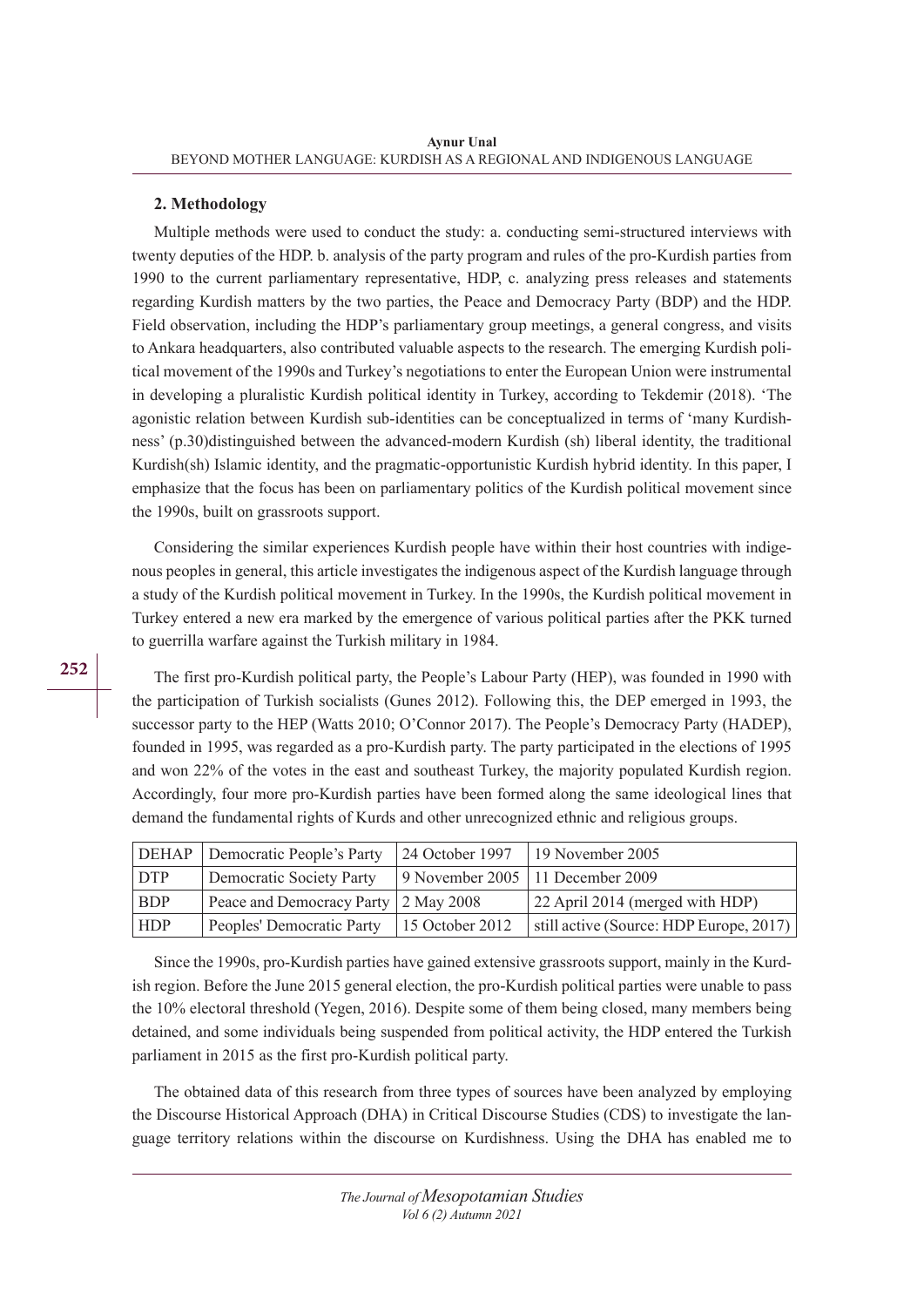## 2. Methodology

Multiple methods were used to conduct the study: a. conducting semi-structured interviews with twenty deputies of the HDP. b. analysis of the party program and rules of the pro-Kurdish parties from 1990 to the current parliamentary representative, HDP, c. analyzing press releases and statements regarding Kurdish matters by the two parties, the Peace and Democracy Party (BDP) and the HDP. Field observation, including the HDP's parliamentary group meetings, a general congress, and visits to Ankara headquarters, also contributed valuable aspects to the research. The emerging Kurdish political movement of the 1990s and Turkey's negotiations to enter the European Union were instrumental in developing a pluralistic Kurdish political identity in Turkey, according to Tekdemir (2018). 'The agonistic relation between Kurdish sub-identities can be conceptualized in terms of 'many Kurdishness' (p.30)distinguished between the advanced-modern Kurdish (sh) liberal identity, the traditional Kurdish(sh) Islamic identity, and the pragmatic-opportunistic Kurdish hybrid identity. In this paper, I emphasize that the focus has been on parliamentary politics of the Kurdish political movement since the 1990s, built on grassroots support.

Considering the similar experiences Kurdish people have within their host countries with indigenous peoples in general, this article investigates the indigenous aspect of the Kurdish language through a study of the Kurdish political movement in Turkey. In the 1990s, the Kurdish political movement in Turkey entered a new era marked by the emergence of various political parties after the PKK turned to guerrilla warfare against the Turkish military in 1984.

The first pro-Kurdish political party, the People's Labour Party (HEP), was founded in 1990 with the participation of Turkish socialists (Gunes 2012). Following this, the DEP emerged in 1993, the successor party to the HEP (Watts 2010; O'Connor 2017). The People's Democracy Party (HADEP), founded in 1995, was regarded as a pro-Kurdish party. The party participated in the elections of 1995 and won 22% of the votes in the east and southeast Turkey, the majority populated Kurdish region. Accordingly, four more pro-Kurdish parties have been formed along the same ideological lines that demand the fundamental rights of Kurds and other unrecognized ethnic and religious groups.

| DEHAP | Democratic People's Party | 24 October 1997 | 19 November 2005 |
|---|---|---|---|
| DTP | Democratic Society Party | 9 November 2005 | 11 December 2009 |
| BDP | Peace and Democracy Party | 2 May 2008 | 22 April 2014 (merged with HDP) |
| HDP | Peoples' Democratic Party | 15 October 2012 | still active (Source: HDP Europe, 2017) |

Since the 1990s, pro-Kurdish parties have gained extensive grassroots support, mainly in the Kurdish region. Before the June 2015 general election, the pro-Kurdish political parties were unable to pass the 10% electoral threshold (Yegen, 2016). Despite some of them being closed, many members being detained, and some individuals being suspended from political activity, the HDP entered the Turkish parliament in 2015 as the first pro-Kurdish political party.

The obtained data of this research from three types of sources have been analyzed by employing the Discourse Historical Approach (DHA) in Critical Discourse Studies (CDS) to investigate the language territory relations within the discourse on Kurdishness. Using the DHA has enabled me to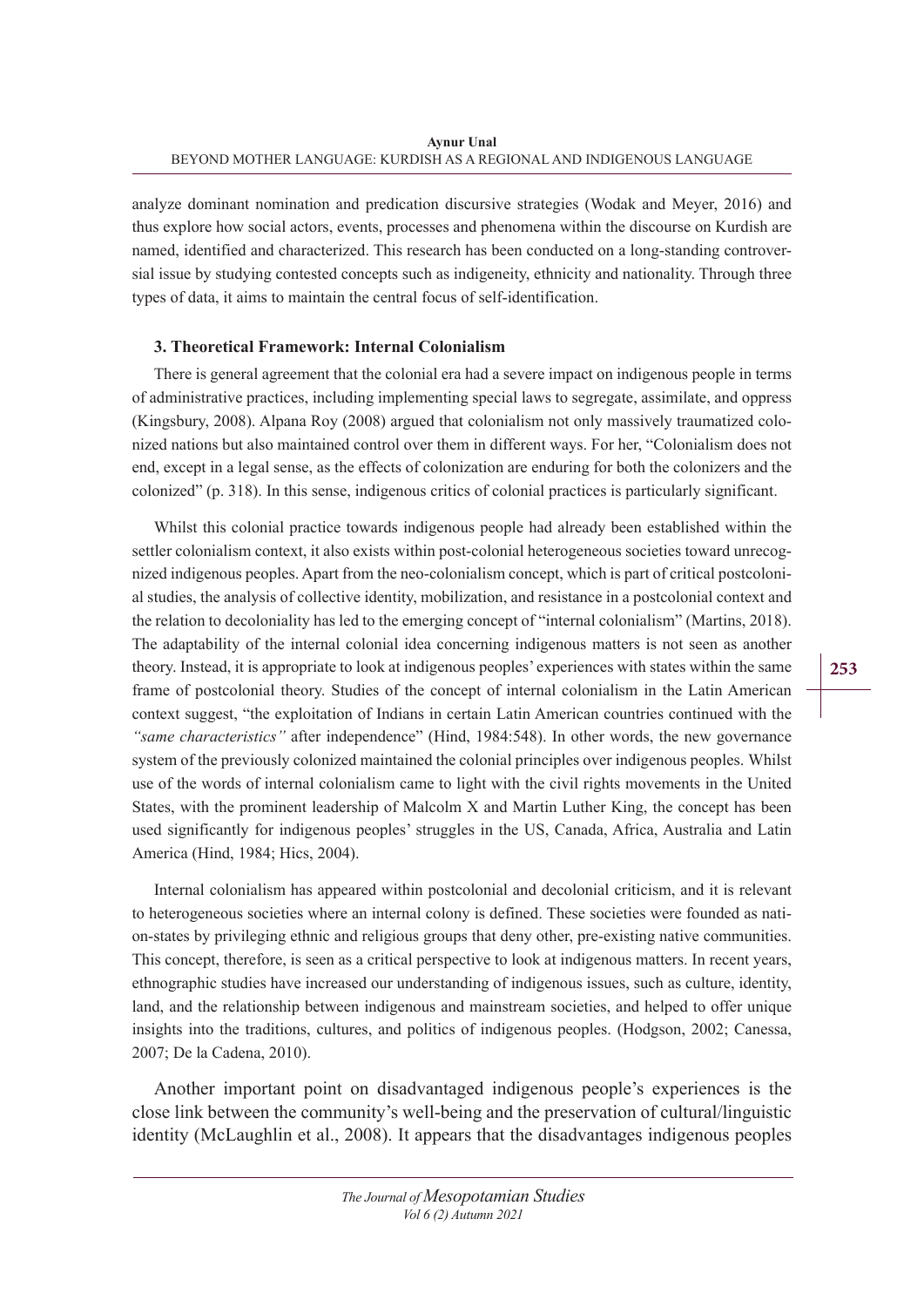analyze dominant nomination and predication discursive strategies (Wodak and Meyer, 2016) and thus explore how social actors, events, processes and phenomena within the discourse on Kurdish are named, identified and characterized. This research has been conducted on a long-standing controversial issue by studying contested concepts such as indigeneity, ethnicity and nationality. Through three types of data, it aims to maintain the central focus of self-identification.

### 3. Theoretical Framework: Internal Colonialism

There is general agreement that the colonial era had a severe impact on indigenous people in terms of administrative practices, including implementing special laws to segregate, assimilate, and oppress (Kingsbury, 2008). Alpana Roy (2008) argued that colonialism not only massively traumatized colonized nations but also maintained control over them in different ways. For her, "Colonialism does not end, except in a legal sense, as the effects of colonization are enduring for both the colonizers and the colonized" (p. 318). In this sense, indigenous critics of colonial practices is particularly significant.

Whilst this colonial practice towards indigenous people had already been established within the settler colonialism context, it also exists within post-colonial heterogeneous societies toward unrecognized indigenous peoples. Apart from the neo-colonialism concept, which is part of critical postcolonial studies, the analysis of collective identity, mobilization, and resistance in a postcolonial context and the relation to decoloniality has led to the emerging concept of "internal colonialism" (Martins, 2018). The adaptability of the internal colonial idea concerning indigenous matters is not seen as another theory. Instead, it is appropriate to look at indigenous peoples' experiences with states within the same frame of postcolonial theory. Studies of the concept of internal colonialism in the Latin American context suggest, "the exploitation of Indians in certain Latin American countries continued with the *"same characteristics"* after independence" (Hind, 1984:548). In other words, the new governance system of the previously colonized maintained the colonial principles over indigenous peoples. Whilst use of the words of internal colonialism came to light with the civil rights movements in the United States, with the prominent leadership of Malcolm X and Martin Luther King, the concept has been used significantly for indigenous peoples' struggles in the US, Canada, Africa, Australia and Latin America (Hind, 1984; Hics, 2004).

Internal colonialism has appeared within postcolonial and decolonial criticism, and it is relevant to heterogeneous societies where an internal colony is defined. These societies were founded as nation-states by privileging ethnic and religious groups that deny other, pre-existing native communities. This concept, therefore, is seen as a critical perspective to look at indigenous matters. In recent years, ethnographic studies have increased our understanding of indigenous issues, such as culture, identity, land, and the relationship between indigenous and mainstream societies, and helped to offer unique insights into the traditions, cultures, and politics of indigenous peoples. (Hodgson, 2002; Canessa, 2007; De la Cadena, 2010).

Another important point on disadvantaged indigenous people's experiences is the close link between the community's well-being and the preservation of cultural/linguistic identity (McLaughlin et al., 2008). It appears that the disadvantages indigenous peoples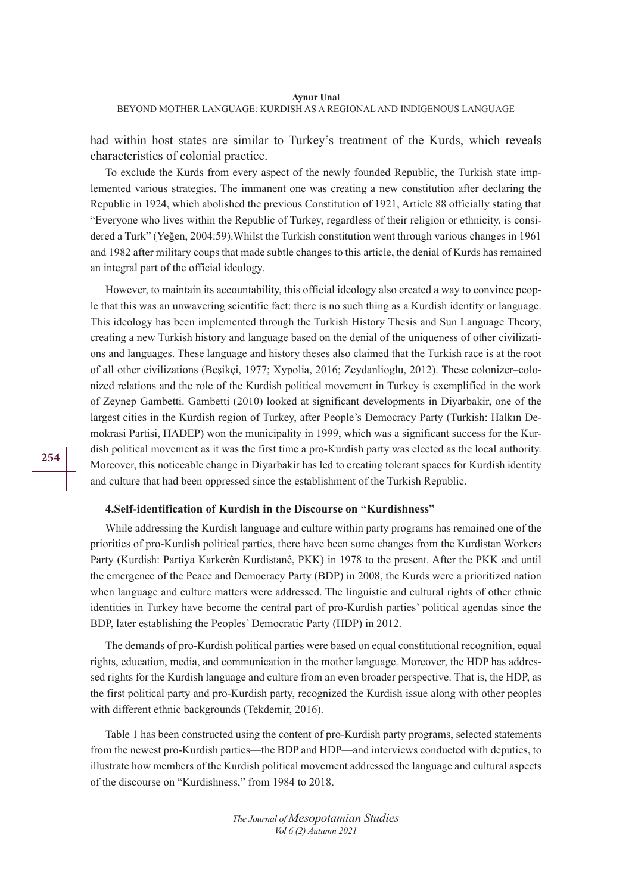had within host states are similar to Turkey's treatment of the Kurds, which reveals characteristics of colonial practice.

To exclude the Kurds from every aspect of the newly founded Republic, the Turkish state implemented various strategies. The immanent one was creating a new constitution after declaring the Republic in 1924, which abolished the previous Constitution of 1921, Article 88 officially stating that "Everyone who lives within the Republic of Turkey, regardless of their religion or ethnicity, is considered a Turk" (Yeğen, 2004:59).Whilst the Turkish constitution went through various changes in 1961 and 1982 after military coups that made subtle changes to this article, the denial of Kurds has remained an integral part of the official ideology.

However, to maintain its accountability, this official ideology also created a way to convince people that this was an unwavering scientific fact: there is no such thing as a Kurdish identity or language. This ideology has been implemented through the Turkish History Thesis and Sun Language Theory, creating a new Turkish history and language based on the denial of the uniqueness of other civilizations and languages. These language and history theses also claimed that the Turkish race is at the root of all other civilizations (Beşikçi, 1977; Xypolia, 2016; Zeydanlioglu, 2012). These colonizer–colonized relations and the role of the Kurdish political movement in Turkey is exemplified in the work of Zeynep Gambetti. Gambetti (2010) looked at significant developments in Diyarbakir, one of the largest cities in the Kurdish region of Turkey, after People's Democracy Party (Turkish: Halkın Demokrasi Partisi, HADEP) won the municipality in 1999, which was a significant success for the Kurdish political movement as it was the first time a pro-Kurdish party was elected as the local authority. Moreover, this noticeable change in Diyarbakir has led to creating tolerant spaces for Kurdish identity and culture that had been oppressed since the establishment of the Turkish Republic.

### 4.Self-identification of Kurdish in the Discourse on "Kurdishness"

While addressing the Kurdish language and culture within party programs has remained one of the priorities of pro-Kurdish political parties, there have been some changes from the Kurdistan Workers Party (Kurdish: Partiya Karkerên Kurdistanê, PKK) in 1978 to the present. After the PKK and until the emergence of the Peace and Democracy Party (BDP) in 2008, the Kurds were a prioritized nation when language and culture matters were addressed. The linguistic and cultural rights of other ethnic identities in Turkey have become the central part of pro-Kurdish parties' political agendas since the BDP, later establishing the Peoples' Democratic Party (HDP) in 2012.

The demands of pro-Kurdish political parties were based on equal constitutional recognition, equal rights, education, media, and communication in the mother language. Moreover, the HDP has addressed rights for the Kurdish language and culture from an even broader perspective. That is, the HDP, as the first political party and pro-Kurdish party, recognized the Kurdish issue along with other peoples with different ethnic backgrounds (Tekdemir, 2016).

Table 1 has been constructed using the content of pro-Kurdish party programs, selected statements from the newest pro-Kurdish parties—the BDP and HDP—and interviews conducted with deputies, to illustrate how members of the Kurdish political movement addressed the language and cultural aspects of the discourse on "Kurdishness," from 1984 to 2018.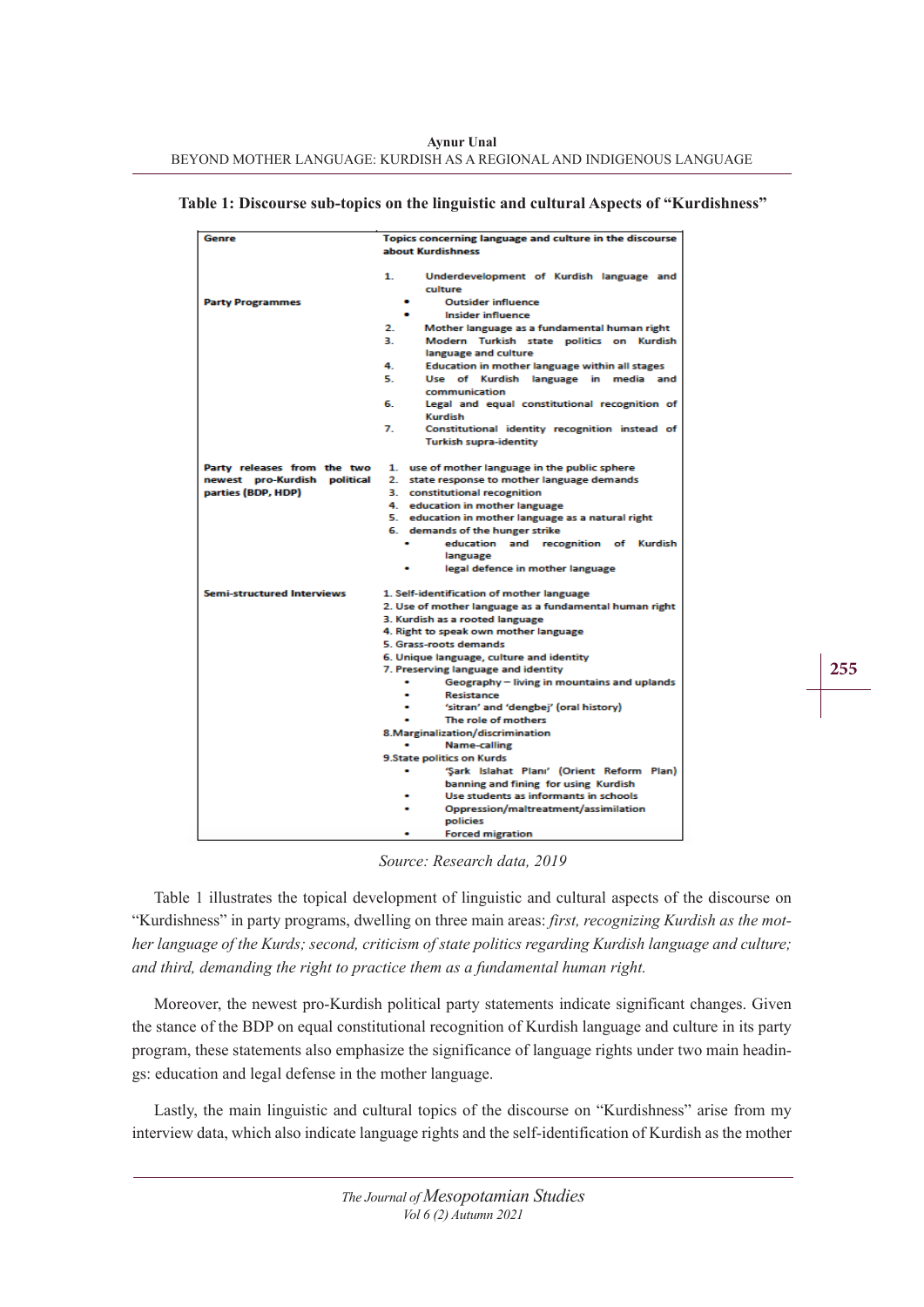**Table 1: Discourse sub-topics on the linguistic and cultural Aspects of "Kurdishness"**

| Genre | Topics concerning language and culture in the discourse about Kurdishness |
|---|---|
| **Party Programmes** | 1. Underdevelopment of Kurdish language and culture<br>• Outsider influence<br>• Insider influence<br>2. Mother language as a fundamental human right<br>3. Modern Turkish state politics on Kurdish language and culture<br>4. Education in mother language within all stages<br>5. Use of Kurdish language in media and communication<br>6. Legal and equal constitutional recognition of Kurdish<br>7. Constitutional identity recognition instead of Turkish supra-identity |
| **Party releases from the two newest pro-Kurdish political parties (BDP, HDP)** | 1. use of mother language in the public sphere<br>2. state response to mother language demands<br>3. constitutional recognition<br>4. education in mother language<br>5. education in mother language as a natural right<br>6. demands of the hunger strike<br>• education and recognition of Kurdish language<br>• legal defence in mother language |
| **Semi-structured Interviews** | 1. Self-identification of mother language<br>2. Use of mother language as a fundamental human right<br>3. Kurdish as a rooted language<br>4. Right to speak own mother language<br>5. Grass-roots demands<br>6. Unique language, culture and identity<br>7. Preserving language and identity<br>• Geography – living in mountains and uplands<br>• Resistance<br>• 'sitran' and 'dengbej' (oral history)<br>• The role of mothers<br>8. Marginalization/discrimination<br>• Name-calling<br>9. State politics on Kurds<br>• 'Şark Islahat Planı' (Orient Reform Plan) banning and fining for using Kurdish<br>• Use students as informants in schools<br>• Oppression/maltreatment/assimilation policies<br>• Forced migration |

*Source: Research data, 2019*

Table 1 illustrates the topical development of linguistic and cultural aspects of the discourse on "Kurdishness" in party programs, dwelling on three main areas: *first, recognizing Kurdish as the mother language of the Kurds; second, criticism of state politics regarding Kurdish language and culture; and third, demanding the right to practice them as a fundamental human right.*

Moreover, the newest pro-Kurdish political party statements indicate significant changes. Given the stance of the BDP on equal constitutional recognition of Kurdish language and culture in its party program, these statements also emphasize the significance of language rights under two main headings: education and legal defense in the mother language.

Lastly, the main linguistic and cultural topics of the discourse on "Kurdishness" arise from my interview data, which also indicate language rights and the self-identification of Kurdish as the mother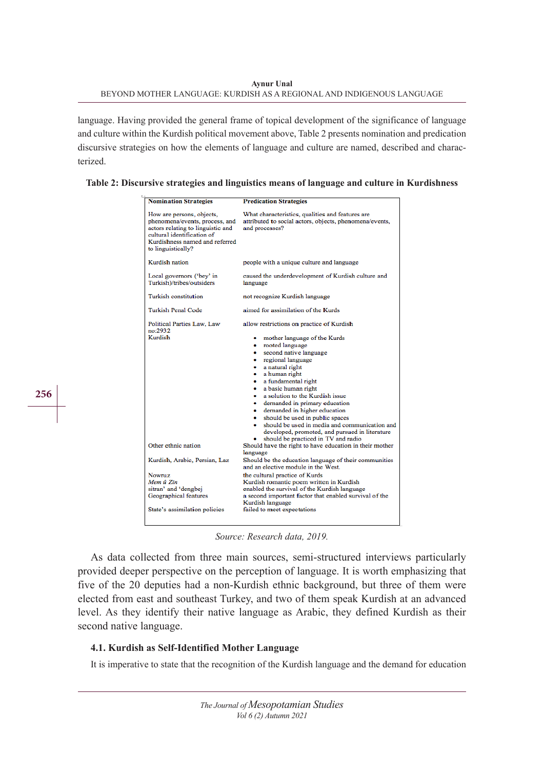language. Having provided the general frame of topical development of the significance of language and culture within the Kurdish political movement above, Table 2 presents nomination and predication discursive strategies on how the elements of language and culture are named, described and characterized.

**Table 2: Discursive strategies and linguistics means of language and culture in Kurdishness**

| Nomination Strategies | Predication Strategies |
|---|---|
| How are persons, objects, phenomena/events, process, and actors relating to linguistic and cultural identification of Kurdishness named and referred to linguistically? | What characteristics, qualities and features are attributed to social actors, objects, phenomena/events, and processes? |
| Kurdish nation | people with a unique culture and language |
| Local governors ('bey' in Turkish)/tribes/outsiders | caused the underdevelopment of Kurdish culture and language |
| Turkish constitution | not recognize Kurdish language |
| Turkish Penal Code | aimed for assimilation of the Kurds |
| Political Parties Law, Law no:2932 | allow restrictions on practice of Kurdish |
| Kurdish | • mother language of the Kurds<br>• rooted language<br>• second native language<br>• regional language<br>• a natural right<br>• a human right<br>• a fundamental right<br>• a basic human right<br>• a solution to the Kurdish issue<br>• demanded in primary education<br>• demanded in higher education<br>• should be used in public spaces<br>• should be used in media and communication and developed, promoted, and pursued in literature<br>• should be practiced in TV and radio |
| Other ethnic nation | Should have the right to have education in their mother language |
| Kurdish, Arabic, Persian, Laz | Should be the education language of their communities and an elective module in the West. |
| Nowruz | the cultural practice of Kurds |
| *Mem û Zin* | Kurdish romantic poem written in Kurdish |
| sitran' and 'dengbej | enabled the survival of the Kurdish language |
| Geographical features | a second important factor that enabled survival of the Kurdish language |
| State's assimilation policies | failed to meet expectations |

*Source: Research data, 2019.*

As data collected from three main sources, semi-structured interviews particularly provided deeper perspective on the perception of language. It is worth emphasizing that five of the 20 deputies had a non-Kurdish ethnic background, but three of them were elected from east and southeast Turkey, and two of them speak Kurdish at an advanced level. As they identify their native language as Arabic, they defined Kurdish as their second native language.

### 4.1. Kurdish as Self-Identified Mother Language

It is imperative to state that the recognition of the Kurdish language and the demand for education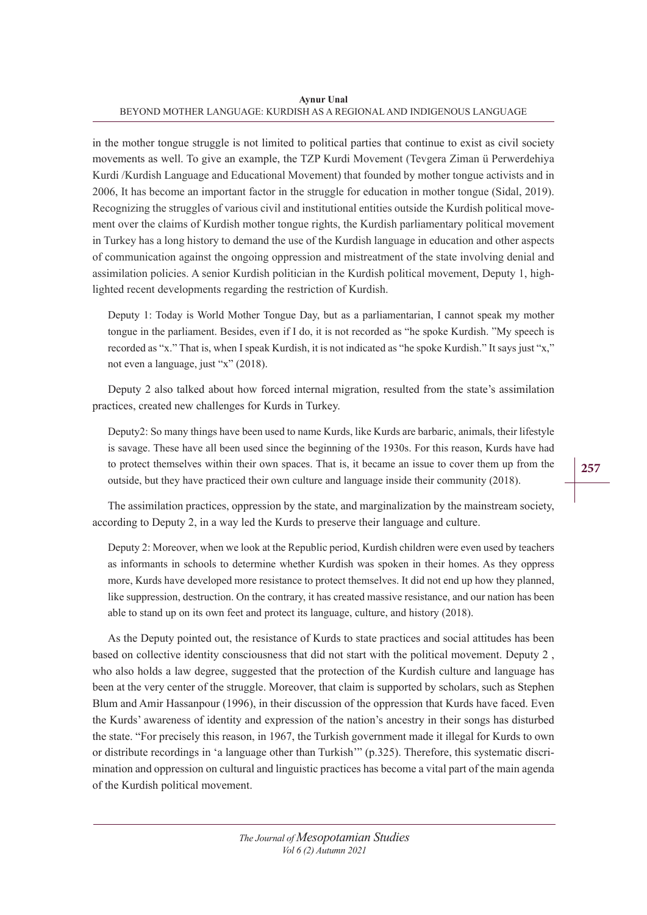in the mother tongue struggle is not limited to political parties that continue to exist as civil society movements as well. To give an example, the TZP Kurdi Movement (Tevgera Ziman û Perwerdehiya Kurdi /Kurdish Language and Educational Movement) that founded by mother tongue activists and in 2006, It has become an important factor in the struggle for education in mother tongue (Sidal, 2019). Recognizing the struggles of various civil and institutional entities outside the Kurdish political movement over the claims of Kurdish mother tongue rights, the Kurdish parliamentary political movement in Turkey has a long history to demand the use of the Kurdish language in education and other aspects of communication against the ongoing oppression and mistreatment of the state involving denial and assimilation policies. A senior Kurdish politician in the Kurdish political movement, Deputy 1, highlighted recent developments regarding the restriction of Kurdish.

> Deputy 1: Today is World Mother Tongue Day, but as a parliamentarian, I cannot speak my mother tongue in the parliament. Besides, even if I do, it is not recorded as "he spoke Kurdish. "My speech is recorded as "x." That is, when I speak Kurdish, it is not indicated as "he spoke Kurdish." It says just "x," not even a language, just "x" (2018).

Deputy 2 also talked about how forced internal migration, resulted from the state's assimilation practices, created new challenges for Kurds in Turkey.

> Deputy2: So many things have been used to name Kurds, like Kurds are barbaric, animals, their lifestyle is savage. These have all been used since the beginning of the 1930s. For this reason, Kurds have had to protect themselves within their own spaces. That is, it became an issue to cover them up from the outside, but they have practiced their own culture and language inside their community (2018).

The assimilation practices, oppression by the state, and marginalization by the mainstream society, according to Deputy 2, in a way led the Kurds to preserve their language and culture.

> Deputy 2: Moreover, when we look at the Republic period, Kurdish children were even used by teachers as informants in schools to determine whether Kurdish was spoken in their homes. As they oppress more, Kurds have developed more resistance to protect themselves. It did not end up how they planned, like suppression, destruction. On the contrary, it has created massive resistance, and our nation has been able to stand up on its own feet and protect its language, culture, and history (2018).

As the Deputy pointed out, the resistance of Kurds to state practices and social attitudes has been based on collective identity consciousness that did not start with the political movement. Deputy 2 , who also holds a law degree, suggested that the protection of the Kurdish culture and language has been at the very center of the struggle. Moreover, that claim is supported by scholars, such as Stephen Blum and Amir Hassanpour (1996), in their discussion of the oppression that Kurds have faced. Even the Kurds' awareness of identity and expression of the nation's ancestry in their songs has disturbed the state. "For precisely this reason, in 1967, the Turkish government made it illegal for Kurds to own or distribute recordings in 'a language other than Turkish'" (p.325). Therefore, this systematic discrimination and oppression on cultural and linguistic practices has become a vital part of the main agenda of the Kurdish political movement.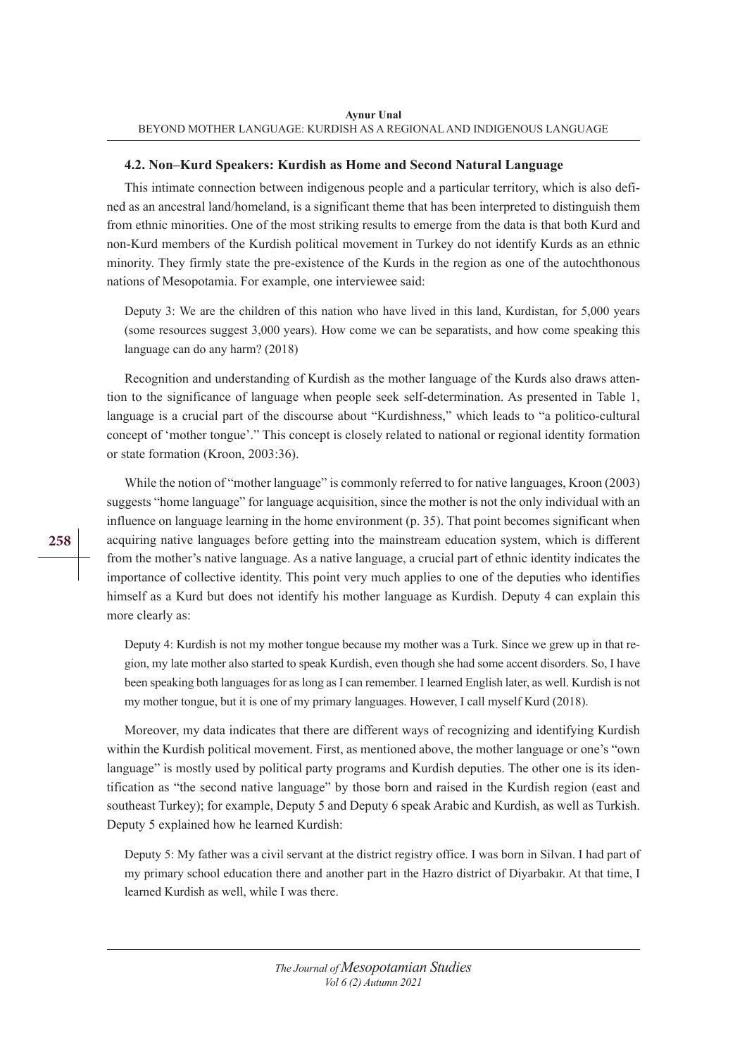### 4.2. Non–Kurd Speakers: Kurdish as Home and Second Natural Language

This intimate connection between indigenous people and a particular territory, which is also defined as an ancestral land/homeland, is a significant theme that has been interpreted to distinguish them from ethnic minorities. One of the most striking results to emerge from the data is that both Kurd and non-Kurd members of the Kurdish political movement in Turkey do not identify Kurds as an ethnic minority. They firmly state the pre-existence of the Kurds in the region as one of the autochthonous nations of Mesopotamia. For example, one interviewee said:

> Deputy 3: We are the children of this nation who have lived in this land, Kurdistan, for 5,000 years (some resources suggest 3,000 years). How come we can be separatists, and how come speaking this language can do any harm? (2018)

Recognition and understanding of Kurdish as the mother language of the Kurds also draws attention to the significance of language when people seek self-determination. As presented in Table 1, language is a crucial part of the discourse about "Kurdishness," which leads to "a politico-cultural concept of 'mother tongue'." This concept is closely related to national or regional identity formation or state formation (Kroon, 2003:36).

While the notion of "mother language" is commonly referred to for native languages, Kroon (2003) suggests "home language" for language acquisition, since the mother is not the only individual with an influence on language learning in the home environment (p. 35). That point becomes significant when acquiring native languages before getting into the mainstream education system, which is different from the mother's native language. As a native language, a crucial part of ethnic identity indicates the importance of collective identity. This point very much applies to one of the deputies who identifies himself as a Kurd but does not identify his mother language as Kurdish. Deputy 4 can explain this more clearly as:

> Deputy 4: Kurdish is not my mother tongue because my mother was a Turk. Since we grew up in that region, my late mother also started to speak Kurdish, even though she had some accent disorders. So, I have been speaking both languages for as long as I can remember. I learned English later, as well. Kurdish is not my mother tongue, but it is one of my primary languages. However, I call myself Kurd (2018).

Moreover, my data indicates that there are different ways of recognizing and identifying Kurdish within the Kurdish political movement. First, as mentioned above, the mother language or one's "own language" is mostly used by political party programs and Kurdish deputies. The other one is its identification as "the second native language" by those born and raised in the Kurdish region (east and southeast Turkey); for example, Deputy 5 and Deputy 6 speak Arabic and Kurdish, as well as Turkish. Deputy 5 explained how he learned Kurdish:

> Deputy 5: My father was a civil servant at the district registry office. I was born in Silvan. I had part of my primary school education there and another part in the Hazro district of Diyarbakır. At that time, I learned Kurdish as well, while I was there.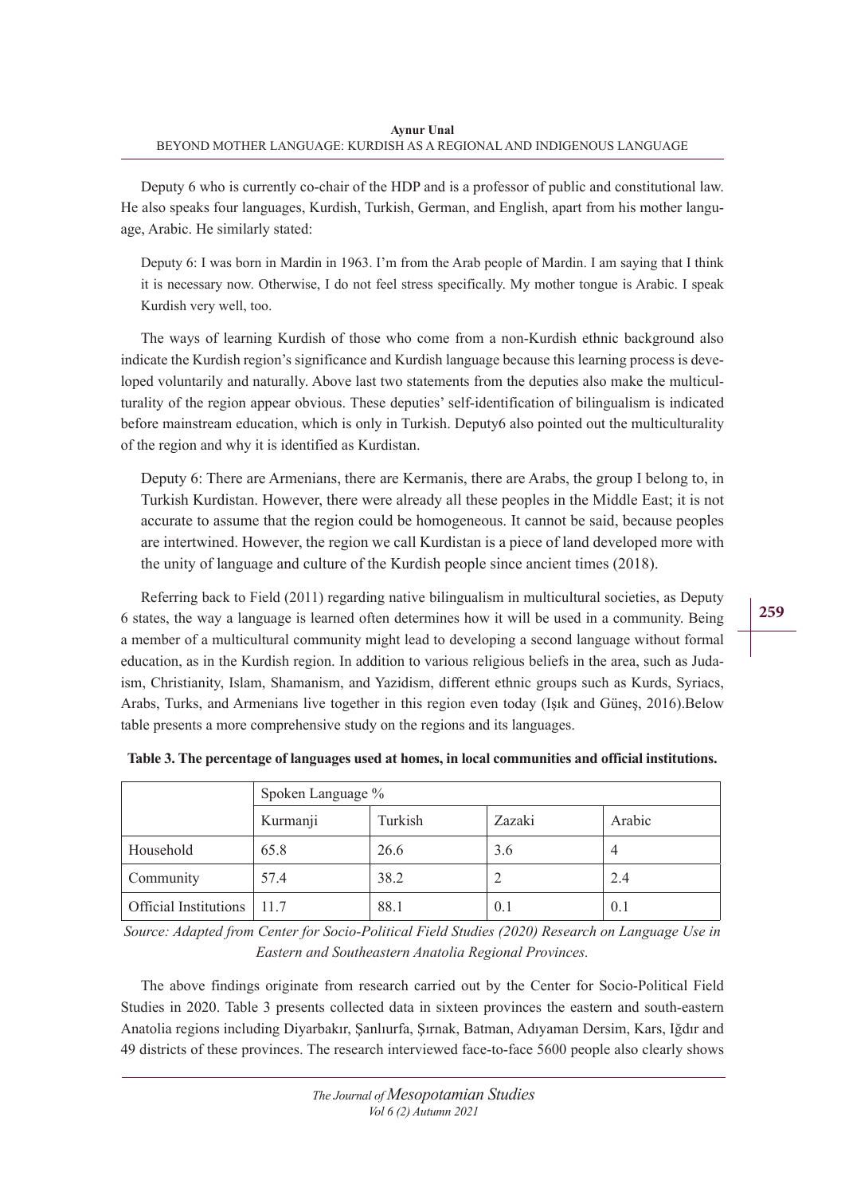Deputy 6 who is currently co-chair of the HDP and is a professor of public and constitutional law. He also speaks four languages, Kurdish, Turkish, German, and English, apart from his mother language, Arabic. He similarly stated:

> Deputy 6: I was born in Mardin in 1963. I'm from the Arab people of Mardin. I am saying that I think it is necessary now. Otherwise, I do not feel stress specifically. My mother tongue is Arabic. I speak Kurdish very well, too.

The ways of learning Kurdish of those who come from a non-Kurdish ethnic background also indicate the Kurdish region's significance and Kurdish language because this learning process is developed voluntarily and naturally. Above last two statements from the deputies also make the multiculturality of the region appear obvious. These deputies' self-identification of bilingualism is indicated before mainstream education, which is only in Turkish. Deputy6 also pointed out the multiculturality of the region and why it is identified as Kurdistan.

> Deputy 6: There are Armenians, there are Kermanis, there are Arabs, the group I belong to, in Turkish Kurdistan. However, there were already all these peoples in the Middle East; it is not accurate to assume that the region could be homogeneous. It cannot be said, because peoples are intertwined. However, the region we call Kurdistan is a piece of land developed more with the unity of language and culture of the Kurdish people since ancient times (2018).

Referring back to Field (2011) regarding native bilingualism in multicultural societies, as Deputy 6 states, the way a language is learned often determines how it will be used in a community. Being a member of a multicultural community might lead to developing a second language without formal education, as in the Kurdish region. In addition to various religious beliefs in the area, such as Judaism, Christianity, Islam, Shamanism, and Yazidism, different ethnic groups such as Kurds, Syriacs, Arabs, Turks, and Armenians live together in this region even today (Işık and Güneş, 2016).Below table presents a more comprehensive study on the regions and its languages.

**Table 3. The percentage of languages used at homes, in local communities and official institutions.**

| | Spoken Language % | | | |
|---|---|---|---|---|
| | Kurmanji | Turkish | Zazaki | Arabic |
| Household | 65.8 | 26.6 | 3.6 | 4 |
| Community | 57.4 | 38.2 | 2 | 2.4 |
| Official Institutions | 11.7 | 88.1 | 0.1 | 0.1 |

*Source: Adapted from Center for Socio-Political Field Studies (2020) Research on Language Use in Eastern and Southeastern Anatolia Regional Provinces.*

The above findings originate from research carried out by the Center for Socio-Political Field Studies in 2020. Table 3 presents collected data in sixteen provinces the eastern and south-eastern Anatolia regions including Diyarbakır, Şanlıurfa, Şırnak, Batman, Adıyaman Dersim, Kars, Iğdır and 49 districts of these provinces. The research interviewed face-to-face 5600 people also clearly shows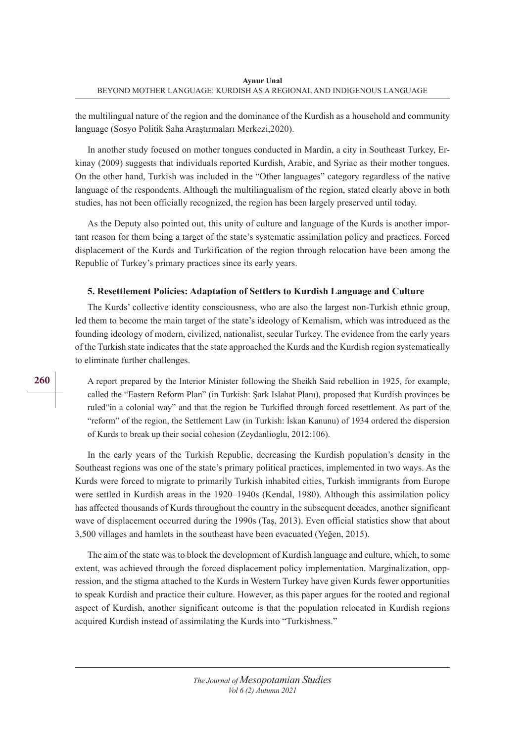the multilingual nature of the region and the dominance of the Kurdish as a household and community language (Sosyo Politik Saha Araştırmaları Merkezi,2020).

In another study focused on mother tongues conducted in Mardin, a city in Southeast Turkey, Erkinay (2009) suggests that individuals reported Kurdish, Arabic, and Syriac as their mother tongues. On the other hand, Turkish was included in the "Other languages" category regardless of the native language of the respondents. Although the multilingualism of the region, stated clearly above in both studies, has not been officially recognized, the region has been largely preserved until today.

As the Deputy also pointed out, this unity of culture and language of the Kurds is another important reason for them being a target of the state's systematic assimilation policy and practices. Forced displacement of the Kurds and Turkification of the region through relocation have been among the Republic of Turkey's primary practices since its early years.

### 5. Resettlement Policies: Adaptation of Settlers to Kurdish Language and Culture

The Kurds' collective identity consciousness, who are also the largest non-Turkish ethnic group, led them to become the main target of the state's ideology of Kemalism, which was introduced as the founding ideology of modern, civilized, nationalist, secular Turkey. The evidence from the early years of the Turkish state indicates that the state approached the Kurds and the Kurdish region systematically to eliminate further challenges.

> A report prepared by the Interior Minister following the Sheikh Said rebellion in 1925, for example, called the "Eastern Reform Plan" (in Turkish: Şark Islahat Planı), proposed that Kurdish provinces be ruled"in a colonial way" and that the region be Turkified through forced resettlement. As part of the "reform" of the region, the Settlement Law (in Turkish: İskan Kanunu) of 1934 ordered the dispersion of Kurds to break up their social cohesion (Zeydanlioglu, 2012:106).

In the early years of the Turkish Republic, decreasing the Kurdish population's density in the Southeast regions was one of the state's primary political practices, implemented in two ways. As the Kurds were forced to migrate to primarily Turkish inhabited cities, Turkish immigrants from Europe were settled in Kurdish areas in the 1920–1940s (Kendal, 1980). Although this assimilation policy has affected thousands of Kurds throughout the country in the subsequent decades, another significant wave of displacement occurred during the 1990s (Taş, 2013). Even official statistics show that about 3,500 villages and hamlets in the southeast have been evacuated (Yeğen, 2015).

The aim of the state was to block the development of Kurdish language and culture, which, to some extent, was achieved through the forced displacement policy implementation. Marginalization, oppression, and the stigma attached to the Kurds in Western Turkey have given Kurds fewer opportunities to speak Kurdish and practice their culture. However, as this paper argues for the rooted and regional aspect of Kurdish, another significant outcome is that the population relocated in Kurdish regions acquired Kurdish instead of assimilating the Kurds into "Turkishness."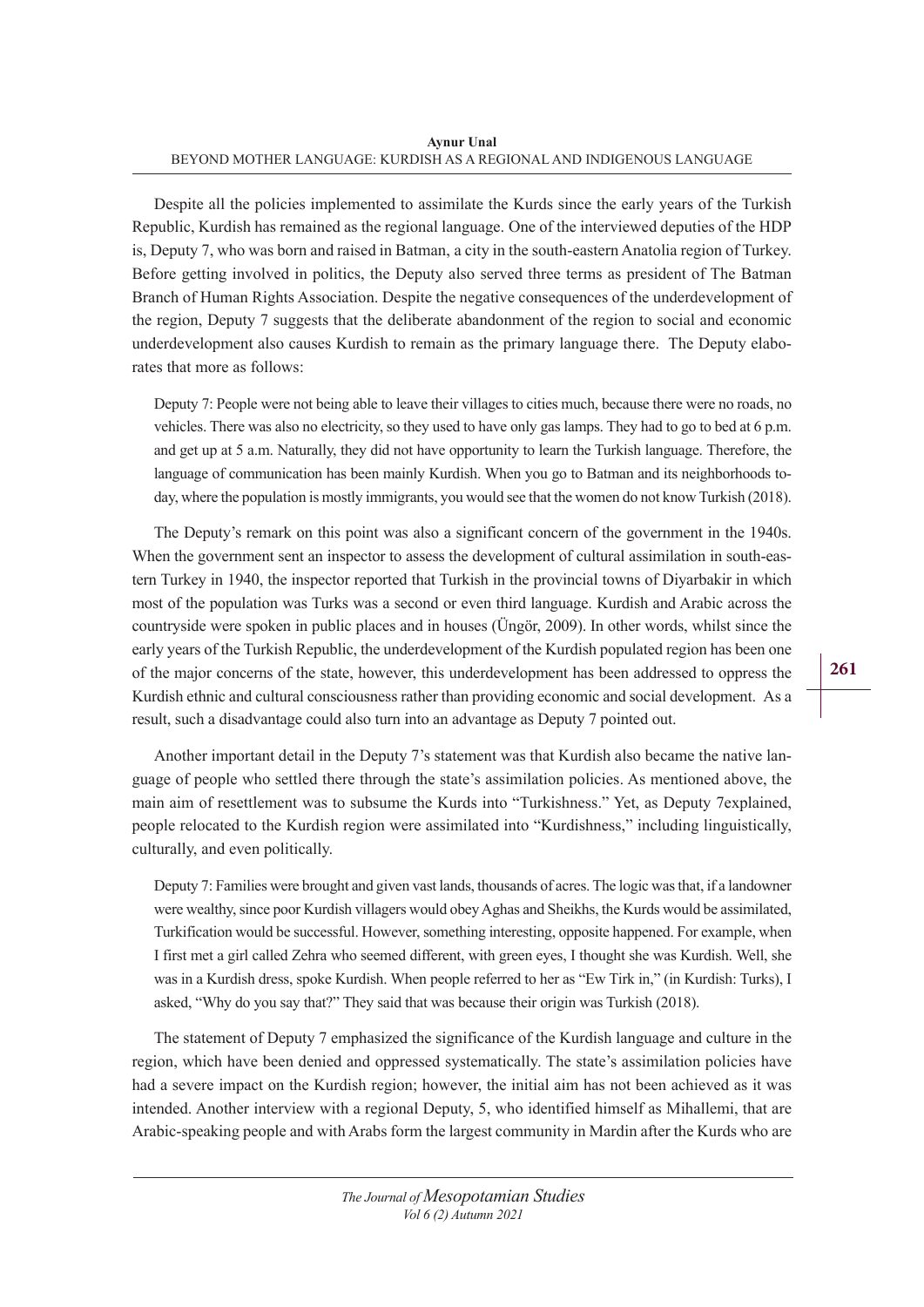Despite all the policies implemented to assimilate the Kurds since the early years of the Turkish Republic, Kurdish has remained as the regional language. One of the interviewed deputies of the HDP is, Deputy 7, who was born and raised in Batman, a city in the south-eastern Anatolia region of Turkey. Before getting involved in politics, the Deputy also served three terms as president of The Batman Branch of Human Rights Association. Despite the negative consequences of the underdevelopment of the region, Deputy 7 suggests that the deliberate abandonment of the region to social and economic underdevelopment also causes Kurdish to remain as the primary language there. The Deputy elaborates that more as follows:

> Deputy 7: People were not being able to leave their villages to cities much, because there were no roads, no vehicles. There was also no electricity, so they used to have only gas lamps. They had to go to bed at 6 p.m. and get up at 5 a.m. Naturally, they did not have opportunity to learn the Turkish language. Therefore, the language of communication has been mainly Kurdish. When you go to Batman and its neighborhoods today, where the population is mostly immigrants, you would see that the women do not know Turkish (2018).

The Deputy's remark on this point was also a significant concern of the government in the 1940s. When the government sent an inspector to assess the development of cultural assimilation in south-eastern Turkey in 1940, the inspector reported that Turkish in the provincial towns of Diyarbakir in which most of the population was Turks was a second or even third language. Kurdish and Arabic across the countryside were spoken in public places and in houses (Üngör, 2009). In other words, whilst since the early years of the Turkish Republic, the underdevelopment of the Kurdish populated region has been one of the major concerns of the state, however, this underdevelopment has been addressed to oppress the Kurdish ethnic and cultural consciousness rather than providing economic and social development. As a result, such a disadvantage could also turn into an advantage as Deputy 7 pointed out.

Another important detail in the Deputy 7's statement was that Kurdish also became the native language of people who settled there through the state's assimilation policies. As mentioned above, the main aim of resettlement was to subsume the Kurds into "Turkishness." Yet, as Deputy 7explained, people relocated to the Kurdish region were assimilated into "Kurdishness," including linguistically, culturally, and even politically.

> Deputy 7: Families were brought and given vast lands, thousands of acres. The logic was that, if a landowner were wealthy, since poor Kurdish villagers would obey Aghas and Sheikhs, the Kurds would be assimilated, Turkification would be successful. However, something interesting, opposite happened. For example, when I first met a girl called Zehra who seemed different, with green eyes, I thought she was Kurdish. Well, she was in a Kurdish dress, spoke Kurdish. When people referred to her as "Ew Tirk in," (in Kurdish: Turks), I asked, "Why do you say that?" They said that was because their origin was Turkish (2018).

The statement of Deputy 7 emphasized the significance of the Kurdish language and culture in the region, which have been denied and oppressed systematically. The state's assimilation policies have had a severe impact on the Kurdish region; however, the initial aim has not been achieved as it was intended. Another interview with a regional Deputy, 5, who identified himself as Mihallemi, that are Arabic-speaking people and with Arabs form the largest community in Mardin after the Kurds who are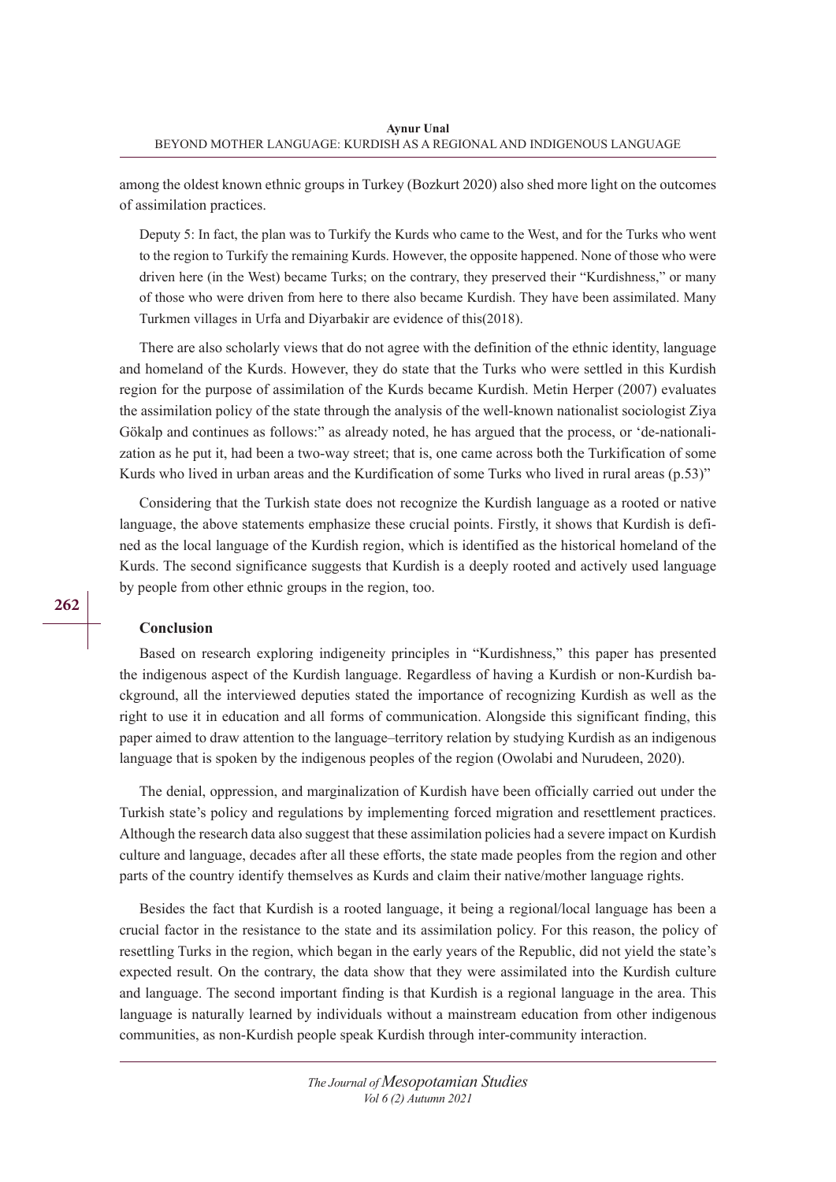among the oldest known ethnic groups in Turkey (Bozkurt 2020) also shed more light on the outcomes of assimilation practices.

> Deputy 5: In fact, the plan was to Turkify the Kurds who came to the West, and for the Turks who went to the region to Turkify the remaining Kurds. However, the opposite happened. None of those who were driven here (in the West) became Turks; on the contrary, they preserved their "Kurdishness," or many of those who were driven from here to there also became Kurdish. They have been assimilated. Many Turkmen villages in Urfa and Diyarbakir are evidence of this(2018).

There are also scholarly views that do not agree with the definition of the ethnic identity, language and homeland of the Kurds. However, they do state that the Turks who were settled in this Kurdish region for the purpose of assimilation of the Kurds became Kurdish. Metin Herper (2007) evaluates the assimilation policy of the state through the analysis of the well-known nationalist sociologist Ziya Gökalp and continues as follows:" as already noted, he has argued that the process, or 'de-nationalization as he put it, had been a two-way street; that is, one came across both the Turkification of some Kurds who lived in urban areas and the Kurdification of some Turks who lived in rural areas (p.53)"

Considering that the Turkish state does not recognize the Kurdish language as a rooted or native language, the above statements emphasize these crucial points. Firstly, it shows that Kurdish is defined as the local language of the Kurdish region, which is identified as the historical homeland of the Kurds. The second significance suggests that Kurdish is a deeply rooted and actively used language by people from other ethnic groups in the region, too.

## Conclusion

Based on research exploring indigeneity principles in "Kurdishness," this paper has presented the indigenous aspect of the Kurdish language. Regardless of having a Kurdish or non-Kurdish background, all the interviewed deputies stated the importance of recognizing Kurdish as well as the right to use it in education and all forms of communication. Alongside this significant finding, this paper aimed to draw attention to the language–territory relation by studying Kurdish as an indigenous language that is spoken by the indigenous peoples of the region (Owolabi and Nurudeen, 2020).

The denial, oppression, and marginalization of Kurdish have been officially carried out under the Turkish state's policy and regulations by implementing forced migration and resettlement practices. Although the research data also suggest that these assimilation policies had a severe impact on Kurdish culture and language, decades after all these efforts, the state made peoples from the region and other parts of the country identify themselves as Kurds and claim their native/mother language rights.

Besides the fact that Kurdish is a rooted language, it being a regional/local language has been a crucial factor in the resistance to the state and its assimilation policy. For this reason, the policy of resettling Turks in the region, which began in the early years of the Republic, did not yield the state's expected result. On the contrary, the data show that they were assimilated into the Kurdish culture and language. The second important finding is that Kurdish is a regional language in the area. This language is naturally learned by individuals without a mainstream education from other indigenous communities, as non-Kurdish people speak Kurdish through inter-community interaction.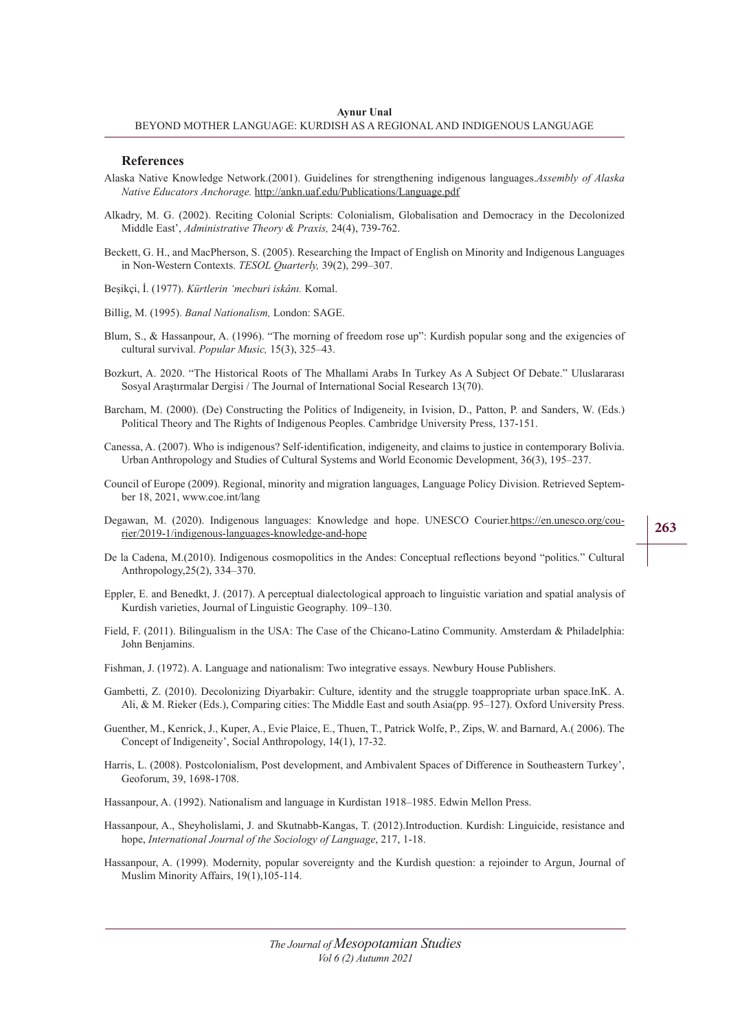### References

Alaska Native Knowledge Network.(2001). Guidelines for strengthening indigenous languages.*Assembly of Alaska Native Educators Anchorage.* http://ankn.uaf.edu/Publications/Language.pdf

Alkadry, M. G. (2002). Reciting Colonial Scripts: Colonialism, Globalisation and Democracy in the Decolonized Middle East', *Administrative Theory & Praxis,* 24(4), 739-762.

Beckett, G. H., and MacPherson, S. (2005). Researching the Impact of English on Minority and Indigenous Languages in Non-Western Contexts. *TESOL Quarterly,* 39(2), 299–307.

Beşikçi, İ. (1977). *Kürtlerin 'mecburi iskânı.* Komal.

Billig, M. (1995). *Banal Nationalism,* London: SAGE.

Blum, S., & Hassanpour, A. (1996). "The morning of freedom rose up": Kurdish popular song and the exigencies of cultural survival. *Popular Music,* 15(3), 325–43.

Bozkurt, A. 2020. "The Historical Roots of The Mhallami Arabs In Turkey As A Subject Of Debate." Uluslararası Sosyal Araştırmalar Dergisi / The Journal of International Social Research 13(70).

Barcham, M. (2000). (De) Constructing the Politics of Indigeneity, in Ivision, D., Patton, P. and Sanders, W. (Eds.) Political Theory and The Rights of Indigenous Peoples. Cambridge University Press, 137-151.

Canessa, A. (2007). Who is indigenous? Self-identification, indigeneity, and claims to justice in contemporary Bolivia. Urban Anthropology and Studies of Cultural Systems and World Economic Development, 36(3), 195–237.

Council of Europe (2009). Regional, minority and migration languages, Language Policy Division. Retrieved September 18, 2021, www.coe.int/lang

Degawan, M. (2020). Indigenous languages: Knowledge and hope. UNESCO Courier.https://en.unesco.org/courier/2019-1/indigenous-languages-knowledge-and-hope

De la Cadena, M.(2010). Indigenous cosmopolitics in the Andes: Conceptual reflections beyond "politics." Cultural Anthropology,25(2), 334–370.

Eppler, E. and Benedkt, J. (2017). A perceptual dialectological approach to linguistic variation and spatial analysis of Kurdish varieties, Journal of Linguistic Geography. 109–130.

Field, F. (2011). Bilingualism in the USA: The Case of the Chicano-Latino Community. Amsterdam & Philadelphia: John Benjamins.

Fishman, J. (1972). A. Language and nationalism: Two integrative essays. Newbury House Publishers.

Gambetti, Z. (2010). Decolonizing Diyarbakir: Culture, identity and the struggle toappropriate urban space.InK. A. Ali, & M. Rieker (Eds.), Comparing cities: The Middle East and south Asia(pp. 95–127). Oxford University Press.

Guenther, M., Kenrick, J., Kuper, A., Evie Plaice, E., Thuen, T., Patrick Wolfe, P., Zips, W. and Barnard, A.( 2006). The Concept of Indigeneity', Social Anthropology, 14(1), 17-32.

Harris, L. (2008). Postcolonialism, Post development, and Ambivalent Spaces of Difference in Southeastern Turkey', Geoforum, 39, 1698-1708.

Hassanpour, A. (1992). Nationalism and language in Kurdistan 1918–1985. Edwin Mellon Press.

Hassanpour, A., Sheyholislami, J. and Skutnabb-Kangas, T. (2012).Introduction. Kurdish: Linguicide, resistance and hope, *International Journal of the Sociology of Language*, 217, 1-18.

Hassanpour, A. (1999). Modernity, popular sovereignty and the Kurdish question: a rejoinder to Argun, Journal of Muslim Minority Affairs, 19(1),105-114.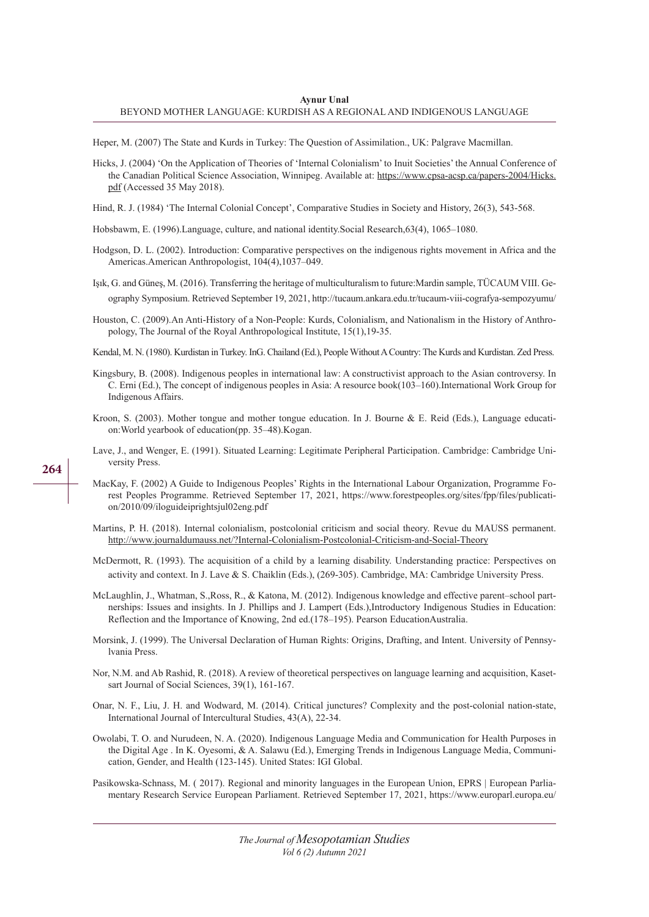Heper, M. (2007) The State and Kurds in Turkey: The Question of Assimilation., UK: Palgrave Macmillan.

Hicks, J. (2004) 'On the Application of Theories of 'Internal Colonialism' to Inuit Societies' the Annual Conference of the Canadian Political Science Association, Winnipeg. Available at: https://www.cpsa-acsp.ca/papers-2004/Hicks.pdf (Accessed 35 May 2018).

Hind, R. J. (1984) 'The Internal Colonial Concept', Comparative Studies in Society and History, 26(3), 543-568.

Hobsbawm, E. (1996).Language, culture, and national identity.Social Research,63(4), 1065–1080.

Hodgson, D. L. (2002). Introduction: Comparative perspectives on the indigenous rights movement in Africa and the Americas.American Anthropologist, 104(4),1037–049.

Işık, G. and Güneş, M. (2016). Transferring the heritage of multiculturalism to future:Mardin sample, TÜCAUM VIII. Geography Symposium. Retrieved September 19, 2021, http://tucaum.ankara.edu.tr/tucaum-viii-cografya-sempozyumu/

Houston, C. (2009).An Anti-History of a Non-People: Kurds, Colonialism, and Nationalism in the History of Anthropology, The Journal of the Royal Anthropological Institute, 15(1),19-35.

Kendal, M. N. (1980). Kurdistan in Turkey. InG. Chailand (Ed.), People Without A Country: The Kurds and Kurdistan. Zed Press.

Kingsbury, B. (2008). Indigenous peoples in international law: A constructivist approach to the Asian controversy. In C. Erni (Ed.), The concept of indigenous peoples in Asia: A resource book(103–160).International Work Group for Indigenous Affairs.

Kroon, S. (2003). Mother tongue and mother tongue education. In J. Bourne & E. Reid (Eds.), Language education:World yearbook of education(pp. 35–48).Kogan.

Lave, J., and Wenger, E. (1991). Situated Learning: Legitimate Peripheral Participation. Cambridge: Cambridge University Press.

MacKay, F. (2002) A Guide to Indigenous Peoples' Rights in the International Labour Organization, Programme Forest Peoples Programme. Retrieved September 17, 2021, https://www.forestpeoples.org/sites/fpp/files/publication/2010/09/iloguideiprightsjul02eng.pdf

Martins, P. H. (2018). Internal colonialism, postcolonial criticism and social theory. Revue du MAUSS permanent. http://www.journaldumauss.net/?Internal-Colonialism-Postcolonial-Criticism-and-Social-Theory

McDermott, R. (1993). The acquisition of a child by a learning disability. Understanding practice: Perspectives on activity and context. In J. Lave & S. Chaiklin (Eds.), (269-305). Cambridge, MA: Cambridge University Press.

McLaughlin, J., Whatman, S.,Ross, R., & Katona, M. (2012). Indigenous knowledge and effective parent–school partnerships: Issues and insights. In J. Phillips and J. Lampert (Eds.),Introductory Indigenous Studies in Education: Reflection and the Importance of Knowing, 2nd ed.(178–195). Pearson EducationAustralia.

Morsink, J. (1999). The Universal Declaration of Human Rights: Origins, Drafting, and Intent. University of Pennsylvania Press.

Nor, N.M. and Ab Rashid, R. (2018). A review of theoretical perspectives on language learning and acquisition, Kasetsart Journal of Social Sciences, 39(1), 161-167.

Onar, N. F., Liu, J. H. and Wodward, M. (2014). Critical junctures? Complexity and the post-colonial nation-state, International Journal of Intercultural Studies, 43(A), 22-34.

Owolabi, T. O. and Nurudeen, N. A. (2020). Indigenous Language Media and Communication for Health Purposes in the Digital Age . In K. Oyesomi, & A. Salawu (Ed.), Emerging Trends in Indigenous Language Media, Communication, Gender, and Health (123-145). United States: IGI Global.

Pasikowska-Schnass, M. ( 2017). Regional and minority languages in the European Union, EPRS | European Parliamentary Research Service European Parliament. Retrieved September 17, 2021, https://www.europarl.europa.eu/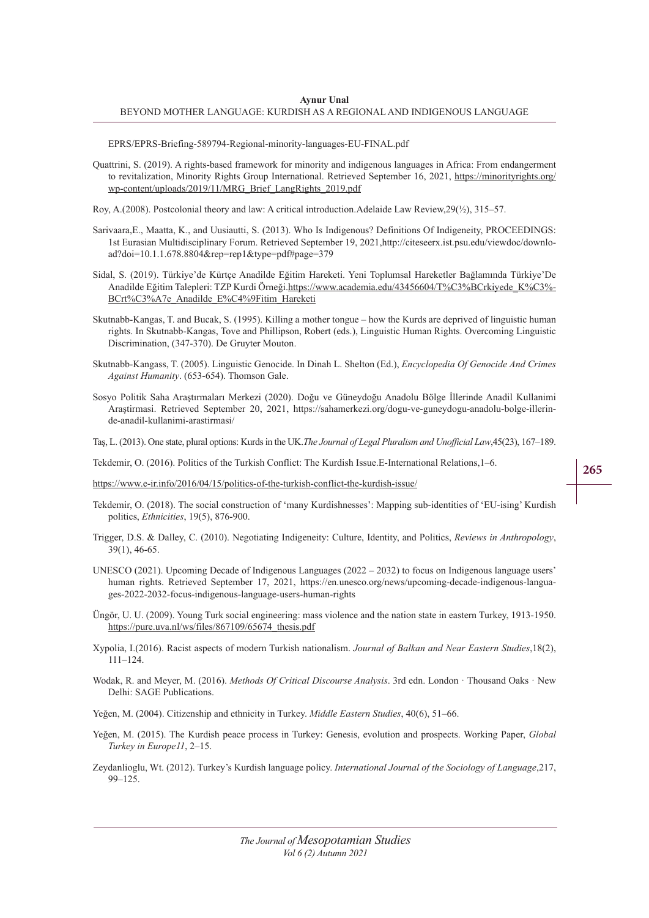EPRS/EPRS-Briefing-589794-Regional-minority-languages-EU-FINAL.pdf

Quattrini, S. (2019). A rights-based framework for minority and indigenous languages in Africa: From endangerment to revitalization, Minority Rights Group International. Retrieved September 16, 2021, https://minorityrights.org/wp-content/uploads/2019/11/MRG_Brief_LangRights_2019.pdf

Roy, A.(2008). Postcolonial theory and law: A critical introduction.Adelaide Law Review,29(½), 315–57.

Sarivaara,E., Maatta, K., and Uusiautti, S. (2013). Who Is Indigenous? Definitions Of Indigeneity, PROCEEDINGS: 1st Eurasian Multidisciplinary Forum. Retrieved September 19, 2021,http://citeseerx.ist.psu.edu/viewdoc/download?doi=10.1.1.678.8804&rep=rep1&type=pdf#page=379

Sidal, S. (2019). Türkiye'de Kürtçe Anadilde Eğitim Hareketi. Yeni Toplumsal Hareketler Bağlamında Türkiye'De Anadilde Eğitim Talepleri: TZP Kurdi Örneği.https://www.academia.edu/43456604/T%C3%BCrkiyede_K%C3%BCrt%C3%A7e_Anadilde_E%C4%9Fitim_Hareketi

Skutnabb-Kangas, T. and Bucak, S. (1995). Killing a mother tongue – how the Kurds are deprived of linguistic human rights. In Skutnabb-Kangas, Tove and Phillipson, Robert (eds.), Linguistic Human Rights. Overcoming Linguistic Discrimination, (347-370). De Gruyter Mouton.

Skutnabb-Kangass, T. (2005). Linguistic Genocide. In Dinah L. Shelton (Ed.), *Encyclopedia Of Genocide And Crimes Against Humanity*. (653-654). Thomson Gale.

Sosyo Politik Saha Araştırmaları Merkezi (2020). Doğu ve Güneydoğu Anadolu Bölge İllerinde Anadil Kullanimi Araştirmasi. Retrieved September 20, 2021, https://sahamerkezi.org/dogu-ve-guneydogu-anadolu-bolge-illerinde-anadil-kullanimi-arastirmasi/

Taş, L. (2013). One state, plural options: Kurds in the UK.*The Journal of Legal Pluralism and Unofficial Law*,45(23), 167–189.

Tekdemir, O. (2016). Politics of the Turkish Conflict: The Kurdish Issue.E-International Relations,1–6.

https://www.e-ir.info/2016/04/15/politics-of-the-turkish-conflict-the-kurdish-issue/

Tekdemir, O. (2018). The social construction of 'many Kurdishnesses': Mapping sub-identities of 'EU-ising' Kurdish politics, *Ethnicities*, 19(5), 876-900.

Trigger, D.S. & Dalley, C. (2010). Negotiating Indigeneity: Culture, Identity, and Politics, *Reviews in Anthropology*, 39(1), 46-65.

UNESCO (2021). Upcoming Decade of Indigenous Languages (2022 – 2032) to focus on Indigenous language users' human rights. Retrieved September 17, 2021, https://en.unesco.org/news/upcoming-decade-indigenous-languages-2022-2032-focus-indigenous-language-users-human-rights

Üngör, U. U. (2009). Young Turk social engineering: mass violence and the nation state in eastern Turkey, 1913-1950. https://pure.uva.nl/ws/files/867109/65674_thesis.pdf

Xypolia, I.(2016). Racist aspects of modern Turkish nationalism. *Journal of Balkan and Near Eastern Studies*,18(2), 111–124.

Wodak, R. and Meyer, M. (2016). *Methods Of Critical Discourse Analysis*. 3rd edn. London · Thousand Oaks · New Delhi: SAGE Publications.

Yeğen, M. (2004). Citizenship and ethnicity in Turkey. *Middle Eastern Studies*, 40(6), 51–66.

Yeğen, M. (2015). The Kurdish peace process in Turkey: Genesis, evolution and prospects. Working Paper, *Global Turkey in Europe11*, 2–15.

Zeydanlioglu, Wt. (2012). Turkey's Kurdish language policy. *International Journal of the Sociology of Language*,217, 99–125.